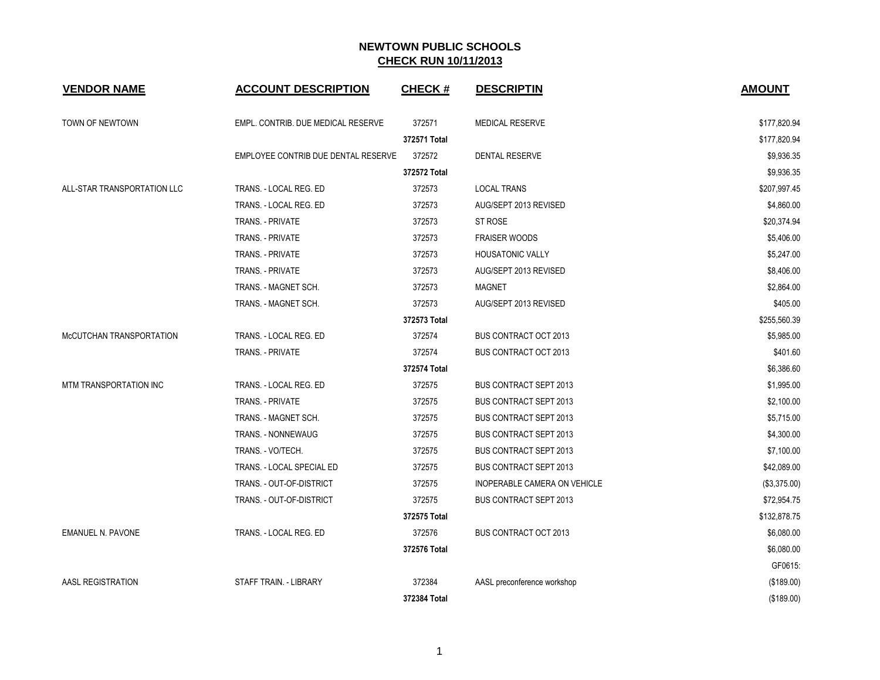# NEWTOWN PUBLIC SCHOOLS

## CHECK RUN 10/11/2013

| VENDOR NAME | ACCOUNT DESCRIPTION | CHECK # | DESCRIPTIN | AMOUNT |
|---|---|---|---|---|
| TOWN OF NEWTOWN | EMPL. CONTRIB. DUE MEDICAL RESERVE | 372571 | MEDICAL RESERVE | $177,820.94 |
| | | 372571 Total | | $177,820.94 |
| | EMPLOYEE CONTRIB DUE DENTAL RESERVE | 372572 | DENTAL RESERVE | $9,936.35 |
| | | 372572 Total | | $9,936.35 |
| ALL-STAR TRANSPORTATION LLC | TRANS. - LOCAL REG. ED | 372573 | LOCAL TRANS | $207,997.45 |
| | TRANS. - LOCAL REG. ED | 372573 | AUG/SEPT 2013 REVISED | $4,860.00 |
| | TRANS. - PRIVATE | 372573 | ST ROSE | $20,374.94 |
| | TRANS. - PRIVATE | 372573 | FRAISER WOODS | $5,406.00 |
| | TRANS. - PRIVATE | 372573 | HOUSATONIC VALLY | $5,247.00 |
| | TRANS. - PRIVATE | 372573 | AUG/SEPT 2013 REVISED | $8,406.00 |
| | TRANS. - MAGNET SCH. | 372573 | MAGNET | $2,864.00 |
| | TRANS. - MAGNET SCH. | 372573 | AUG/SEPT 2013 REVISED | $405.00 |
| | | 372573 Total | | $255,560.39 |
| McCUTCHAN TRANSPORTATION | TRANS. - LOCAL REG. ED | 372574 | BUS CONTRACT OCT 2013 | $5,985.00 |
| | TRANS. - PRIVATE | 372574 | BUS CONTRACT OCT 2013 | $401.60 |
| | | 372574 Total | | $6,386.60 |
| MTM TRANSPORTATION INC | TRANS. - LOCAL REG. ED | 372575 | BUS CONTRACT SEPT 2013 | $1,995.00 |
| | TRANS. - PRIVATE | 372575 | BUS CONTRACT SEPT 2013 | $2,100.00 |
| | TRANS. - MAGNET SCH. | 372575 | BUS CONTRACT SEPT 2013 | $5,715.00 |
| | TRANS. - NONNEWAUG | 372575 | BUS CONTRACT SEPT 2013 | $4,300.00 |
| | TRANS. - VO/TECH. | 372575 | BUS CONTRACT SEPT 2013 | $7,100.00 |
| | TRANS. - LOCAL SPECIAL ED | 372575 | BUS CONTRACT SEPT 2013 | $42,089.00 |
| | TRANS. - OUT-OF-DISTRICT | 372575 | INOPERABLE CAMERA ON VEHICLE | ($3,375.00) |
| | TRANS. - OUT-OF-DISTRICT | 372575 | BUS CONTRACT SEPT 2013 | $72,954.75 |
| | | 372575 Total | | $132,878.75 |
| EMANUEL N. PAVONE | TRANS. - LOCAL REG. ED | 372576 | BUS CONTRACT OCT 2013 | $6,080.00 |
| | | 372576 Total | | $6,080.00 |
| | | | | GF0615: |
| AASL REGISTRATION | STAFF TRAIN. - LIBRARY | 372384 | AASL preconference workshop | ($189.00) |
| | | 372384 Total | | ($189.00) |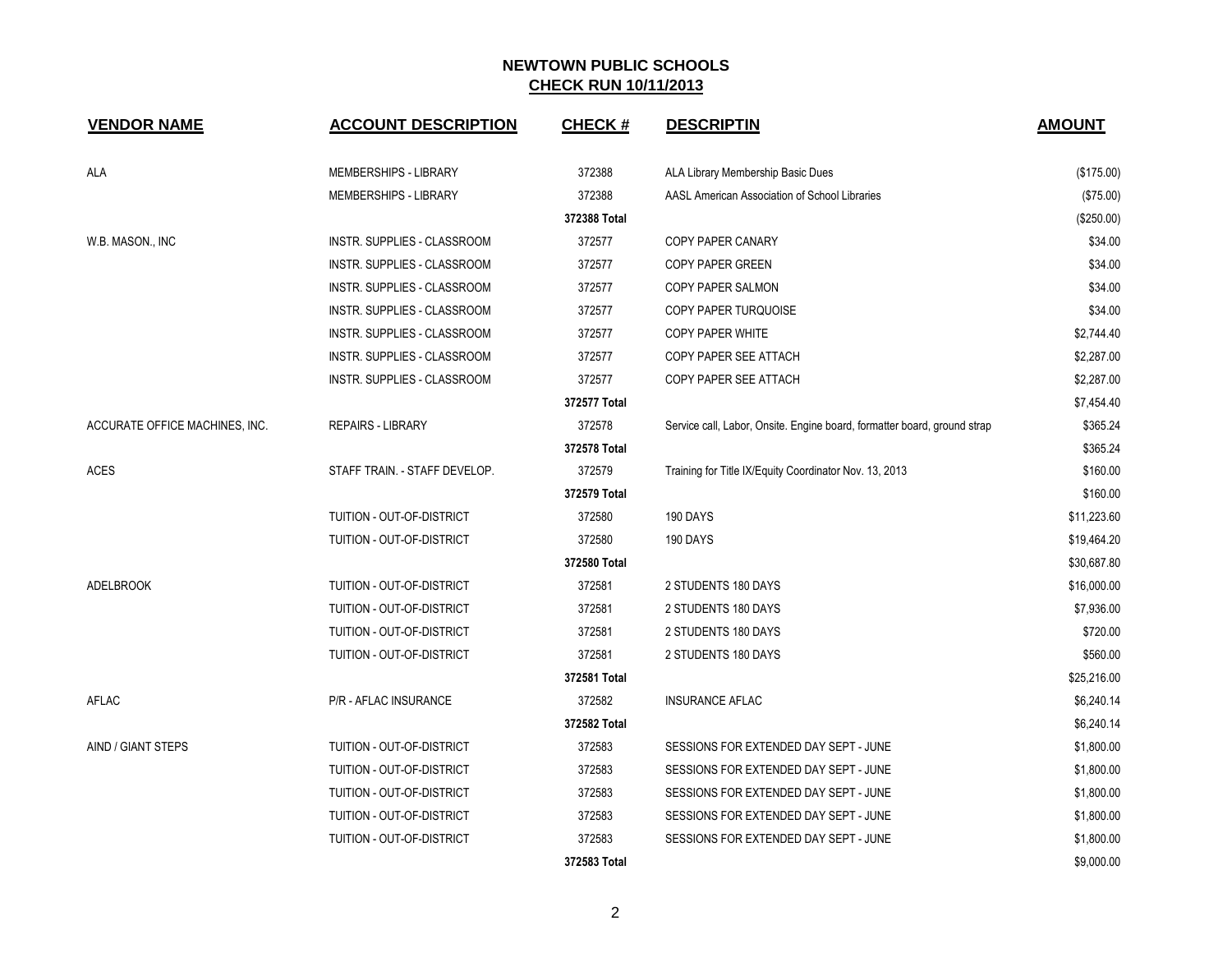# NEWTOWN PUBLIC SCHOOLS
## CHECK RUN 10/11/2013

| VENDOR NAME | ACCOUNT DESCRIPTION | CHECK # | DESCRIPTIN | AMOUNT |
|---|---|---|---|---|
| ALA | MEMBERSHIPS - LIBRARY | 372388 | ALA Library Membership Basic Dues | ($175.00) |
| | MEMBERSHIPS - LIBRARY | 372388 | AASL American Association of School Libraries | ($75.00) |
| | | **372388 Total** | | ($250.00) |
| W.B. MASON., INC | INSTR. SUPPLIES - CLASSROOM | 372577 | COPY PAPER CANARY | $34.00 |
| | INSTR. SUPPLIES - CLASSROOM | 372577 | COPY PAPER GREEN | $34.00 |
| | INSTR. SUPPLIES - CLASSROOM | 372577 | COPY PAPER SALMON | $34.00 |
| | INSTR. SUPPLIES - CLASSROOM | 372577 | COPY PAPER TURQUOISE | $34.00 |
| | INSTR. SUPPLIES - CLASSROOM | 372577 | COPY PAPER WHITE | $2,744.40 |
| | INSTR. SUPPLIES - CLASSROOM | 372577 | COPY PAPER SEE ATTACH | $2,287.00 |
| | INSTR. SUPPLIES - CLASSROOM | 372577 | COPY PAPER SEE ATTACH | $2,287.00 |
| | | **372577 Total** | | $7,454.40 |
| ACCURATE OFFICE MACHINES, INC. | REPAIRS - LIBRARY | 372578 | Service call, Labor, Onsite. Engine board, formatter board, ground strap | $365.24 |
| | | **372578 Total** | | $365.24 |
| ACES | STAFF TRAIN. - STAFF DEVELOP. | 372579 | Training for Title IX/Equity Coordinator Nov. 13, 2013 | $160.00 |
| | | **372579 Total** | | $160.00 |
| | TUITION - OUT-OF-DISTRICT | 372580 | 190 DAYS | $11,223.60 |
| | TUITION - OUT-OF-DISTRICT | 372580 | 190 DAYS | $19,464.20 |
| | | **372580 Total** | | $30,687.80 |
| ADELBROOK | TUITION - OUT-OF-DISTRICT | 372581 | 2 STUDENTS 180 DAYS | $16,000.00 |
| | TUITION - OUT-OF-DISTRICT | 372581 | 2 STUDENTS 180 DAYS | $7,936.00 |
| | TUITION - OUT-OF-DISTRICT | 372581 | 2 STUDENTS 180 DAYS | $720.00 |
| | TUITION - OUT-OF-DISTRICT | 372581 | 2 STUDENTS 180 DAYS | $560.00 |
| | | **372581 Total** | | $25,216.00 |
| AFLAC | P/R - AFLAC INSURANCE | 372582 | INSURANCE AFLAC | $6,240.14 |
| | | **372582 Total** | | $6,240.14 |
| AIND / GIANT STEPS | TUITION - OUT-OF-DISTRICT | 372583 | SESSIONS FOR EXTENDED DAY SEPT - JUNE | $1,800.00 |
| | TUITION - OUT-OF-DISTRICT | 372583 | SESSIONS FOR EXTENDED DAY SEPT - JUNE | $1,800.00 |
| | TUITION - OUT-OF-DISTRICT | 372583 | SESSIONS FOR EXTENDED DAY SEPT - JUNE | $1,800.00 |
| | TUITION - OUT-OF-DISTRICT | 372583 | SESSIONS FOR EXTENDED DAY SEPT - JUNE | $1,800.00 |
| | TUITION - OUT-OF-DISTRICT | 372583 | SESSIONS FOR EXTENDED DAY SEPT - JUNE | $1,800.00 |
| | | **372583 Total** | | $9,000.00 |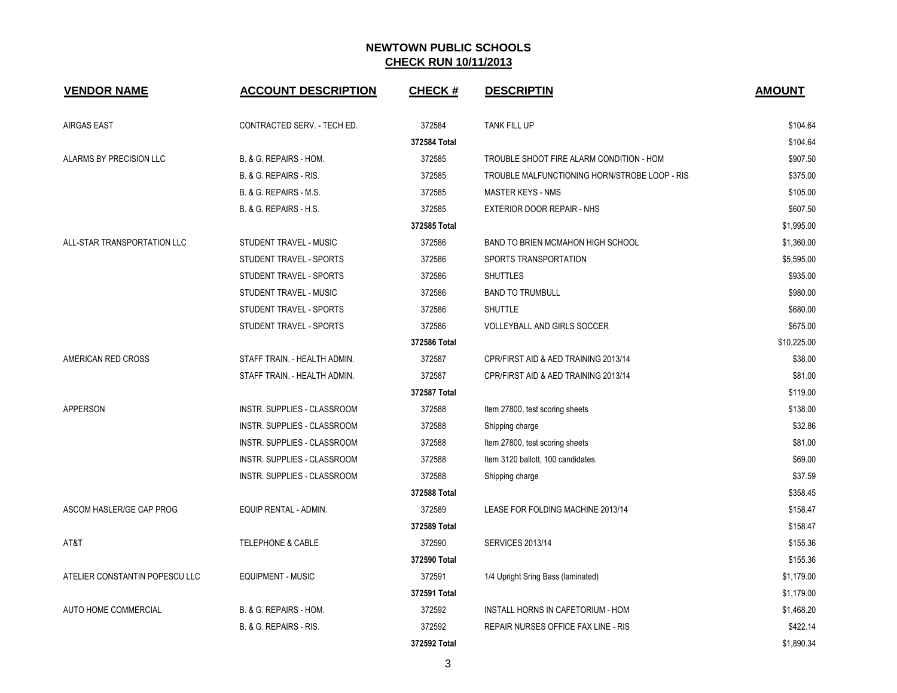## NEWTOWN PUBLIC SCHOOLS
## CHECK RUN 10/11/2013

| VENDOR NAME | ACCOUNT DESCRIPTION | CHECK # | DESCRIPTIN | AMOUNT |
|---|---|---|---|---|
| AIRGAS EAST | CONTRACTED SERV. - TECH ED. | 372584 | TANK FILL UP | $104.64 |
| | | 372584 Total | | $104.64 |
| ALARMS BY PRECISION LLC | B. & G. REPAIRS - HOM. | 372585 | TROUBLE SHOOT FIRE ALARM CONDITION - HOM | $907.50 |
| | B. & G. REPAIRS - RIS. | 372585 | TROUBLE MALFUNCTIONING HORN/STROBE LOOP - RIS | $375.00 |
| | B. & G. REPAIRS - M.S. | 372585 | MASTER KEYS - NMS | $105.00 |
| | B. & G. REPAIRS - H.S. | 372585 | EXTERIOR DOOR REPAIR - NHS | $607.50 |
| | | 372585 Total | | $1,995.00 |
| ALL-STAR TRANSPORTATION LLC | STUDENT TRAVEL - MUSIC | 372586 | BAND TO BRIEN MCMAHON HIGH SCHOOL | $1,360.00 |
| | STUDENT TRAVEL - SPORTS | 372586 | SPORTS TRANSPORTATION | $5,595.00 |
| | STUDENT TRAVEL - SPORTS | 372586 | SHUTTLES | $935.00 |
| | STUDENT TRAVEL - MUSIC | 372586 | BAND TO TRUMBULL | $980.00 |
| | STUDENT TRAVEL - SPORTS | 372586 | SHUTTLE | $680.00 |
| | STUDENT TRAVEL - SPORTS | 372586 | VOLLEYBALL AND GIRLS SOCCER | $675.00 |
| | | 372586 Total | | $10,225.00 |
| AMERICAN RED CROSS | STAFF TRAIN. - HEALTH ADMIN. | 372587 | CPR/FIRST AID & AED TRAINING 2013/14 | $38.00 |
| | STAFF TRAIN. - HEALTH ADMIN. | 372587 | CPR/FIRST AID & AED TRAINING 2013/14 | $81.00 |
| | | 372587 Total | | $119.00 |
| APPERSON | INSTR. SUPPLIES - CLASSROOM | 372588 | Item 27800, test scoring sheets | $138.00 |
| | INSTR. SUPPLIES - CLASSROOM | 372588 | Shipping charge | $32.86 |
| | INSTR. SUPPLIES - CLASSROOM | 372588 | Item 27800, test scoring sheets | $81.00 |
| | INSTR. SUPPLIES - CLASSROOM | 372588 | Item 3120 ballott, 100 candidates. | $69.00 |
| | INSTR. SUPPLIES - CLASSROOM | 372588 | Shipping charge | $37.59 |
| | | 372588 Total | | $358.45 |
| ASCOM HASLER/GE CAP PROG | EQUIP RENTAL - ADMIN. | 372589 | LEASE FOR FOLDING MACHINE 2013/14 | $158.47 |
| | | 372589 Total | | $158.47 |
| AT&T | TELEPHONE & CABLE | 372590 | SERVICES 2013/14 | $155.36 |
| | | 372590 Total | | $155.36 |
| ATELIER CONSTANTIN POPESCU LLC | EQUIPMENT - MUSIC | 372591 | 1/4 Upright Sring Bass (laminated) | $1,179.00 |
| | | 372591 Total | | $1,179.00 |
| AUTO HOME COMMERCIAL | B. & G. REPAIRS - HOM. | 372592 | INSTALL HORNS IN CAFETORIUM - HOM | $1,468.20 |
| | B. & G. REPAIRS - RIS. | 372592 | REPAIR NURSES OFFICE FAX LINE - RIS | $422.14 |
| | | 372592 Total | | $1,890.34 |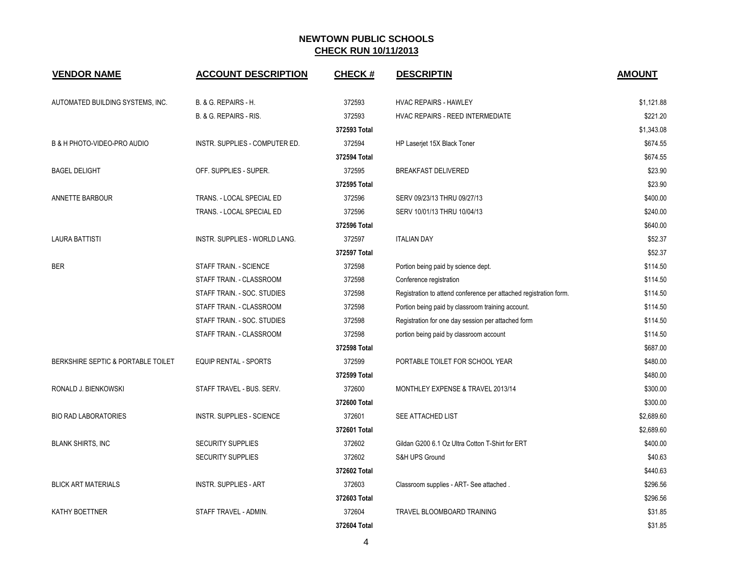# NEWTOWN PUBLIC SCHOOLS
## CHECK RUN 10/11/2013

| VENDOR NAME | ACCOUNT DESCRIPTION | CHECK # | DESCRIPTIN | AMOUNT |
|---|---|---|---|---|
| AUTOMATED BUILDING SYSTEMS, INC. | B. & G. REPAIRS - H. | 372593 | HVAC REPAIRS - HAWLEY | $1,121.88 |
| | B. & G. REPAIRS - RIS. | 372593 | HVAC REPAIRS - REED INTERMEDIATE | $221.20 |
| | | **372593 Total** | | $1,343.08 |
| B & H PHOTO-VIDEO-PRO AUDIO | INSTR. SUPPLIES - COMPUTER ED. | 372594 | HP Laserjet 15X Black Toner | $674.55 |
| | | **372594 Total** | | $674.55 |
| BAGEL DELIGHT | OFF. SUPPLIES - SUPER. | 372595 | BREAKFAST DELIVERED | $23.90 |
| | | **372595 Total** | | $23.90 |
| ANNETTE BARBOUR | TRANS. - LOCAL SPECIAL ED | 372596 | SERV 09/23/13 THRU 09/27/13 | $400.00 |
| | TRANS. - LOCAL SPECIAL ED | 372596 | SERV 10/01/13 THRU 10/04/13 | $240.00 |
| | | **372596 Total** | | $640.00 |
| LAURA BATTISTI | INSTR. SUPPLIES - WORLD LANG. | 372597 | ITALIAN DAY | $52.37 |
| | | **372597 Total** | | $52.37 |
| BER | STAFF TRAIN. - SCIENCE | 372598 | Portion being paid by science dept. | $114.50 |
| | STAFF TRAIN. - CLASSROOM | 372598 | Conference registration | $114.50 |
| | STAFF TRAIN. - SOC. STUDIES | 372598 | Registration to attend conference per attached registration form. | $114.50 |
| | STAFF TRAIN. - CLASSROOM | 372598 | Portion being paid by classroom training account. | $114.50 |
| | STAFF TRAIN. - SOC. STUDIES | 372598 | Registration for one day session per attached form | $114.50 |
| | STAFF TRAIN. - CLASSROOM | 372598 | portion being paid by classroom account | $114.50 |
| | | **372598 Total** | | $687.00 |
| BERKSHIRE SEPTIC & PORTABLE TOILET | EQUIP RENTAL - SPORTS | 372599 | PORTABLE TOILET FOR SCHOOL YEAR | $480.00 |
| | | **372599 Total** | | $480.00 |
| RONALD J. BIENKOWSKI | STAFF TRAVEL - BUS. SERV. | 372600 | MONTHLEY EXPENSE & TRAVEL 2013/14 | $300.00 |
| | | **372600 Total** | | $300.00 |
| BIO RAD LABORATORIES | INSTR. SUPPLIES - SCIENCE | 372601 | SEE ATTACHED LIST | $2,689.60 |
| | | **372601 Total** | | $2,689.60 |
| BLANK SHIRTS, INC | SECURITY SUPPLIES | 372602 | Gildan G200 6.1 Oz Ultra Cotton T-Shirt for ERT | $400.00 |
| | SECURITY SUPPLIES | 372602 | S&H UPS Ground | $40.63 |
| | | **372602 Total** | | $440.63 |
| BLICK ART MATERIALS | INSTR. SUPPLIES - ART | 372603 | Classroom supplies - ART- See attached . | $296.56 |
| | | **372603 Total** | | $296.56 |
| KATHY BOETTNER | STAFF TRAVEL - ADMIN. | 372604 | TRAVEL BLOOMBOARD TRAINING | $31.85 |
| | | **372604 Total** | | $31.85 |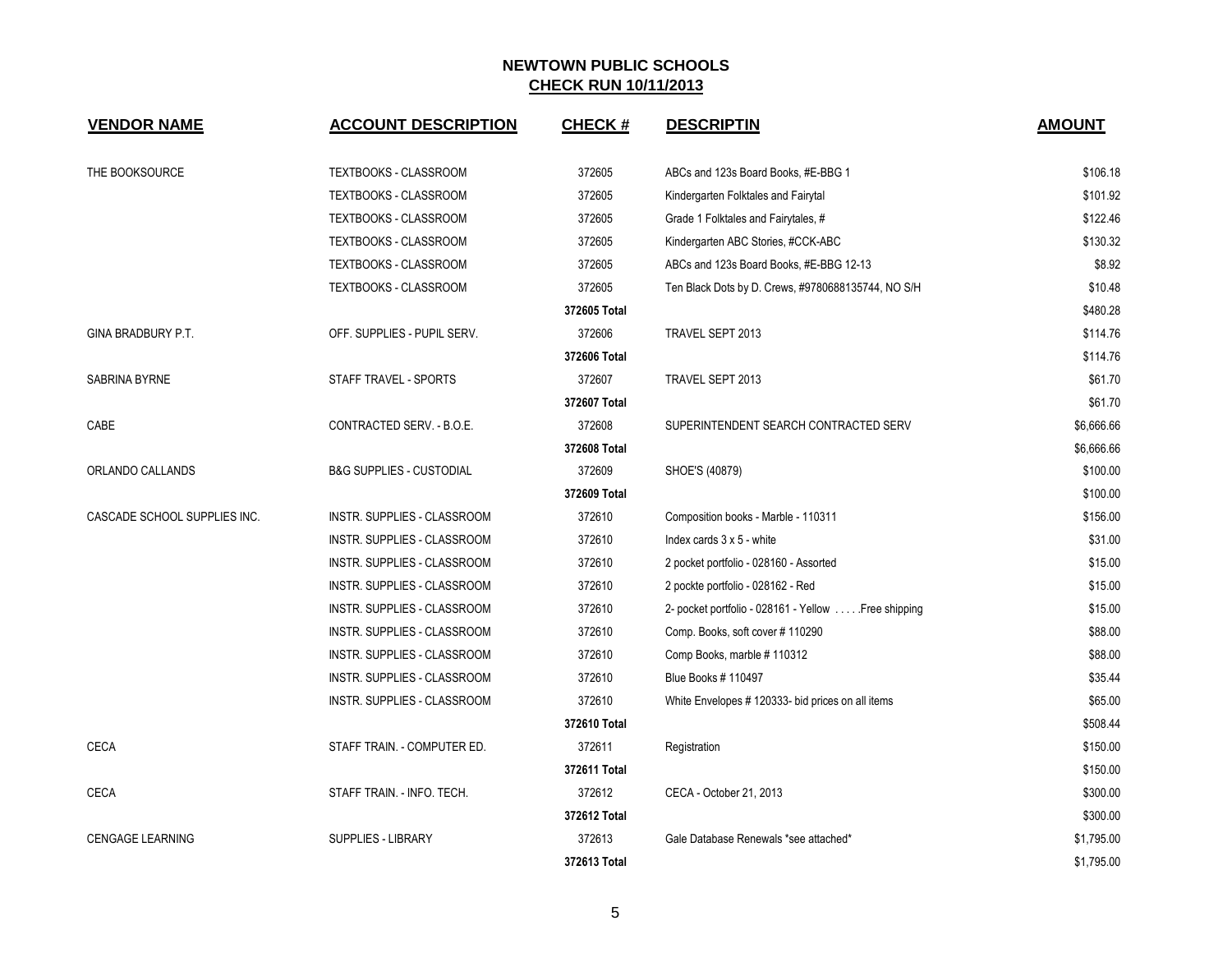# NEWTOWN PUBLIC SCHOOLS
## CHECK RUN 10/11/2013

| VENDOR NAME | ACCOUNT DESCRIPTION | CHECK # | DESCRIPTIN | AMOUNT |
|---|---|---|---|---|
| THE BOOKSOURCE | TEXTBOOKS - CLASSROOM | 372605 | ABCs and 123s Board Books, #E-BBG 1 | $106.18 |
| | TEXTBOOKS - CLASSROOM | 372605 | Kindergarten Folktales and Fairytal | $101.92 |
| | TEXTBOOKS - CLASSROOM | 372605 | Grade 1 Folktales and Fairytales, # | $122.46 |
| | TEXTBOOKS - CLASSROOM | 372605 | Kindergarten ABC Stories, #CCK-ABC | $130.32 |
| | TEXTBOOKS - CLASSROOM | 372605 | ABCs and 123s Board Books, #E-BBG 12-13 | $8.92 |
| | TEXTBOOKS - CLASSROOM | 372605 | Ten Black Dots by D. Crews, #9780688135744, NO S/H | $10.48 |
| | | 372605 Total | | $480.28 |
| GINA BRADBURY P.T. | OFF. SUPPLIES - PUPIL SERV. | 372606 | TRAVEL SEPT 2013 | $114.76 |
| | | 372606 Total | | $114.76 |
| SABRINA BYRNE | STAFF TRAVEL - SPORTS | 372607 | TRAVEL SEPT 2013 | $61.70 |
| | | 372607 Total | | $61.70 |
| CABE | CONTRACTED SERV. - B.O.E. | 372608 | SUPERINTENDENT SEARCH CONTRACTED SERV | $6,666.66 |
| | | 372608 Total | | $6,666.66 |
| ORLANDO CALLANDS | B&G SUPPLIES - CUSTODIAL | 372609 | SHOE'S (40879) | $100.00 |
| | | 372609 Total | | $100.00 |
| CASCADE SCHOOL SUPPLIES INC. | INSTR. SUPPLIES - CLASSROOM | 372610 | Composition books - Marble - 110311 | $156.00 |
| | INSTR. SUPPLIES - CLASSROOM | 372610 | Index cards 3 x 5 - white | $31.00 |
| | INSTR. SUPPLIES - CLASSROOM | 372610 | 2 pocket portfolio - 028160 - Assorted | $15.00 |
| | INSTR. SUPPLIES - CLASSROOM | 372610 | 2 pockte portfolio - 028162 - Red | $15.00 |
| | INSTR. SUPPLIES - CLASSROOM | 372610 | 2- pocket portfolio - 028161 - Yellow . . . . .Free shipping | $15.00 |
| | INSTR. SUPPLIES - CLASSROOM | 372610 | Comp. Books, soft cover # 110290 | $88.00 |
| | INSTR. SUPPLIES - CLASSROOM | 372610 | Comp Books, marble # 110312 | $88.00 |
| | INSTR. SUPPLIES - CLASSROOM | 372610 | Blue Books # 110497 | $35.44 |
| | INSTR. SUPPLIES - CLASSROOM | 372610 | White Envelopes # 120333- bid prices on all items | $65.00 |
| | | 372610 Total | | $508.44 |
| CECA | STAFF TRAIN. - COMPUTER ED. | 372611 | Registration | $150.00 |
| | | 372611 Total | | $150.00 |
| CECA | STAFF TRAIN. - INFO. TECH. | 372612 | CECA - October 21, 2013 | $300.00 |
| | | 372612 Total | | $300.00 |
| CENGAGE LEARNING | SUPPLIES - LIBRARY | 372613 | Gale Database Renewals *see attached* | $1,795.00 |
| | | 372613 Total | | $1,795.00 |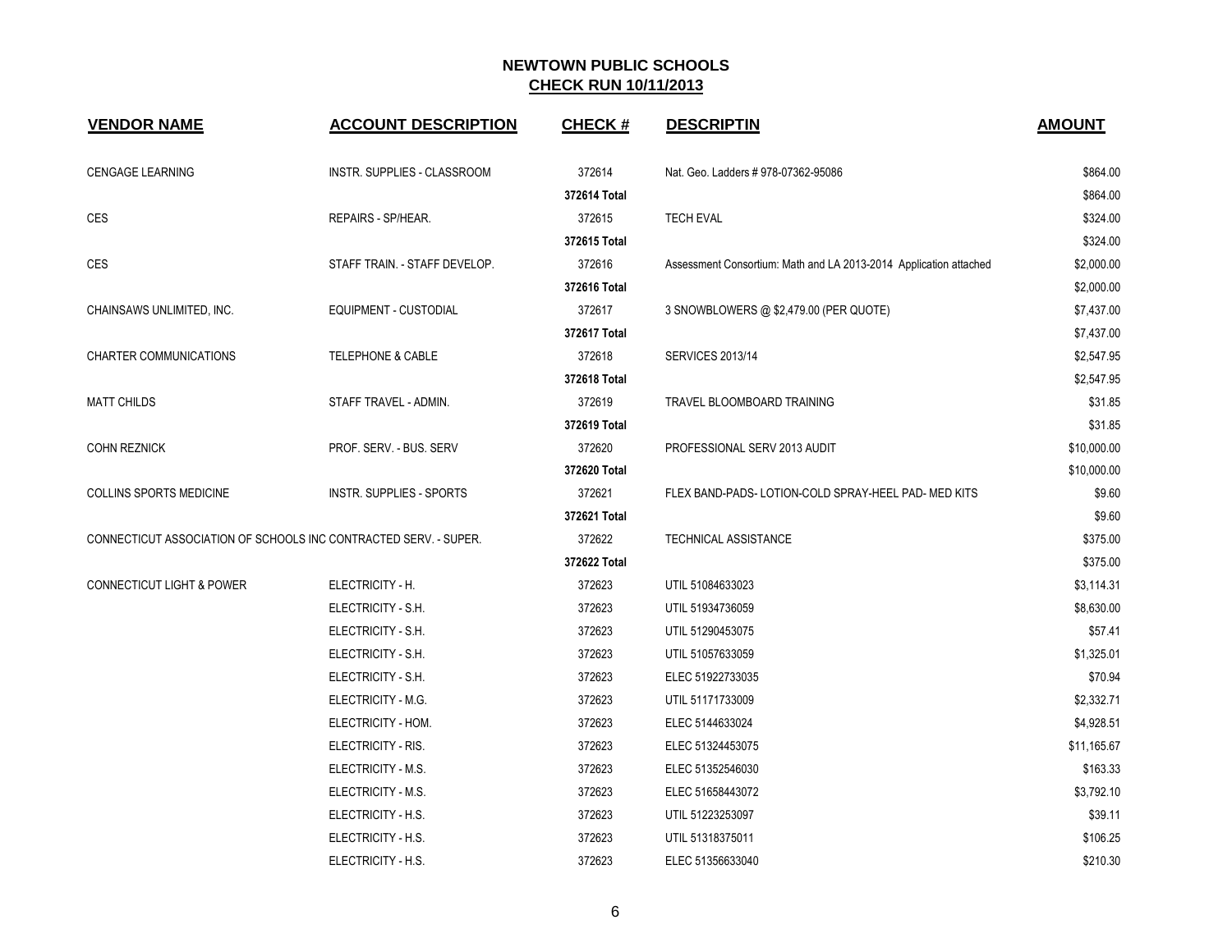# NEWTOWN PUBLIC SCHOOLS

## CHECK RUN 10/11/2013

| VENDOR NAME | ACCOUNT DESCRIPTION | CHECK # | DESCRIPTIN | AMOUNT |
|---|---|---|---|---|
| CENGAGE LEARNING | INSTR. SUPPLIES - CLASSROOM | 372614 | Nat. Geo. Ladders # 978-07362-95086 | $864.00 |
| | | 372614 Total | | $864.00 |
| CES | REPAIRS - SP/HEAR. | 372615 | TECH EVAL | $324.00 |
| | | 372615 Total | | $324.00 |
| CES | STAFF TRAIN. - STAFF DEVELOP. | 372616 | Assessment Consortium: Math and LA 2013-2014 Application attached | $2,000.00 |
| | | 372616 Total | | $2,000.00 |
| CHAINSAWS UNLIMITED, INC. | EQUIPMENT - CUSTODIAL | 372617 | 3 SNOWBLOWERS @ $2,479.00 (PER QUOTE) | $7,437.00 |
| | | 372617 Total | | $7,437.00 |
| CHARTER COMMUNICATIONS | TELEPHONE & CABLE | 372618 | SERVICES 2013/14 | $2,547.95 |
| | | 372618 Total | | $2,547.95 |
| MATT CHILDS | STAFF TRAVEL - ADMIN. | 372619 | TRAVEL BLOOMBOARD TRAINING | $31.85 |
| | | 372619 Total | | $31.85 |
| COHN REZNICK | PROF. SERV. - BUS. SERV | 372620 | PROFESSIONAL SERV 2013 AUDIT | $10,000.00 |
| | | 372620 Total | | $10,000.00 |
| COLLINS SPORTS MEDICINE | INSTR. SUPPLIES - SPORTS | 372621 | FLEX BAND-PADS- LOTION-COLD SPRAY-HEEL PAD- MED KITS | $9.60 |
| | | 372621 Total | | $9.60 |
| CONNECTICUT ASSOCIATION OF SCHOOLS INC | CONTRACTED SERV. - SUPER. | 372622 | TECHNICAL ASSISTANCE | $375.00 |
| | | 372622 Total | | $375.00 |
| CONNECTICUT LIGHT & POWER | ELECTRICITY - H. | 372623 | UTIL 51084633023 | $3,114.31 |
| | ELECTRICITY - S.H. | 372623 | UTIL 51934736059 | $8,630.00 |
| | ELECTRICITY - S.H. | 372623 | UTIL 51290453075 | $57.41 |
| | ELECTRICITY - S.H. | 372623 | UTIL 51057633059 | $1,325.01 |
| | ELECTRICITY - S.H. | 372623 | ELEC 51922733035 | $70.94 |
| | ELECTRICITY - M.G. | 372623 | UTIL 51171733009 | $2,332.71 |
| | ELECTRICITY - HOM. | 372623 | ELEC 5144633024 | $4,928.51 |
| | ELECTRICITY - RIS. | 372623 | ELEC 51324453075 | $11,165.67 |
| | ELECTRICITY - M.S. | 372623 | ELEC 51352546030 | $163.33 |
| | ELECTRICITY - M.S. | 372623 | ELEC 51658443072 | $3,792.10 |
| | ELECTRICITY - H.S. | 372623 | UTIL 51223253097 | $39.11 |
| | ELECTRICITY - H.S. | 372623 | UTIL 51318375011 | $106.25 |
| | ELECTRICITY - H.S. | 372623 | ELEC 51356633040 | $210.30 |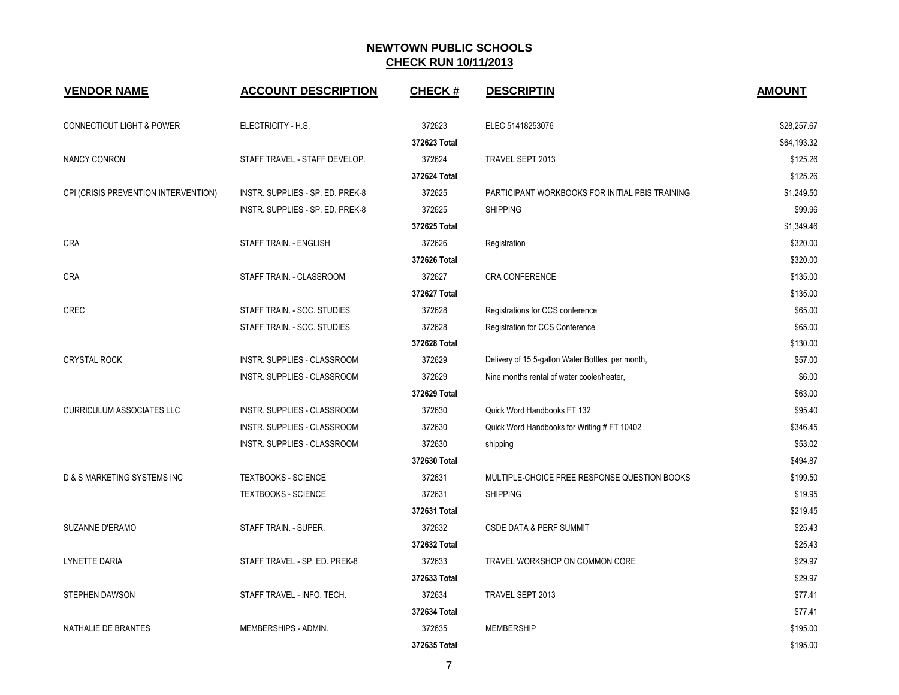# NEWTOWN PUBLIC SCHOOLS

## CHECK RUN 10/11/2013

| VENDOR NAME | ACCOUNT DESCRIPTION | CHECK # | DESCRIPTIN | AMOUNT |
|---|---|---|---|---|
| CONNECTICUT LIGHT & POWER | ELECTRICITY - H.S. | 372623 | ELEC 51418253076 | $28,257.67 |
| | | 372623 Total | | $64,193.32 |
| NANCY CONRON | STAFF TRAVEL - STAFF DEVELOP. | 372624 | TRAVEL SEPT 2013 | $125.26 |
| | | 372624 Total | | $125.26 |
| CPI (CRISIS PREVENTION INTERVENTION) | INSTR. SUPPLIES - SP. ED. PREK-8 | 372625 | PARTICIPANT WORKBOOKS FOR INITIAL PBIS TRAINING | $1,249.50 |
| | INSTR. SUPPLIES - SP. ED. PREK-8 | 372625 | SHIPPING | $99.96 |
| | | 372625 Total | | $1,349.46 |
| CRA | STAFF TRAIN. - ENGLISH | 372626 | Registration | $320.00 |
| | | 372626 Total | | $320.00 |
| CRA | STAFF TRAIN. - CLASSROOM | 372627 | CRA CONFERENCE | $135.00 |
| | | 372627 Total | | $135.00 |
| CREC | STAFF TRAIN. - SOC. STUDIES | 372628 | Registrations for CCS conference | $65.00 |
| | STAFF TRAIN. - SOC. STUDIES | 372628 | Registration for CCS Conference | $65.00 |
| | | 372628 Total | | $130.00 |
| CRYSTAL ROCK | INSTR. SUPPLIES - CLASSROOM | 372629 | Delivery of 15 5-gallon Water Bottles, per month, | $57.00 |
| | INSTR. SUPPLIES - CLASSROOM | 372629 | Nine months rental of water cooler/heater, | $6.00 |
| | | 372629 Total | | $63.00 |
| CURRICULUM ASSOCIATES LLC | INSTR. SUPPLIES - CLASSROOM | 372630 | Quick Word Handbooks FT 132 | $95.40 |
| | INSTR. SUPPLIES - CLASSROOM | 372630 | Quick Word Handbooks for Writing # FT 10402 | $346.45 |
| | INSTR. SUPPLIES - CLASSROOM | 372630 | shipping | $53.02 |
| | | 372630 Total | | $494.87 |
| D & S MARKETING SYSTEMS INC | TEXTBOOKS - SCIENCE | 372631 | MULTIPLE-CHOICE FREE RESPONSE QUESTION BOOKS | $199.50 |
| | TEXTBOOKS - SCIENCE | 372631 | SHIPPING | $19.95 |
| | | 372631 Total | | $219.45 |
| SUZANNE D'ERAMO | STAFF TRAIN. - SUPER. | 372632 | CSDE DATA & PERF SUMMIT | $25.43 |
| | | 372632 Total | | $25.43 |
| LYNETTE DARIA | STAFF TRAVEL - SP. ED. PREK-8 | 372633 | TRAVEL WORKSHOP ON COMMON CORE | $29.97 |
| | | 372633 Total | | $29.97 |
| STEPHEN DAWSON | STAFF TRAVEL - INFO. TECH. | 372634 | TRAVEL SEPT 2013 | $77.41 |
| | | 372634 Total | | $77.41 |
| NATHALIE DE BRANTES | MEMBERSHIPS - ADMIN. | 372635 | MEMBERSHIP | $195.00 |
| | | 372635 Total | | $195.00 |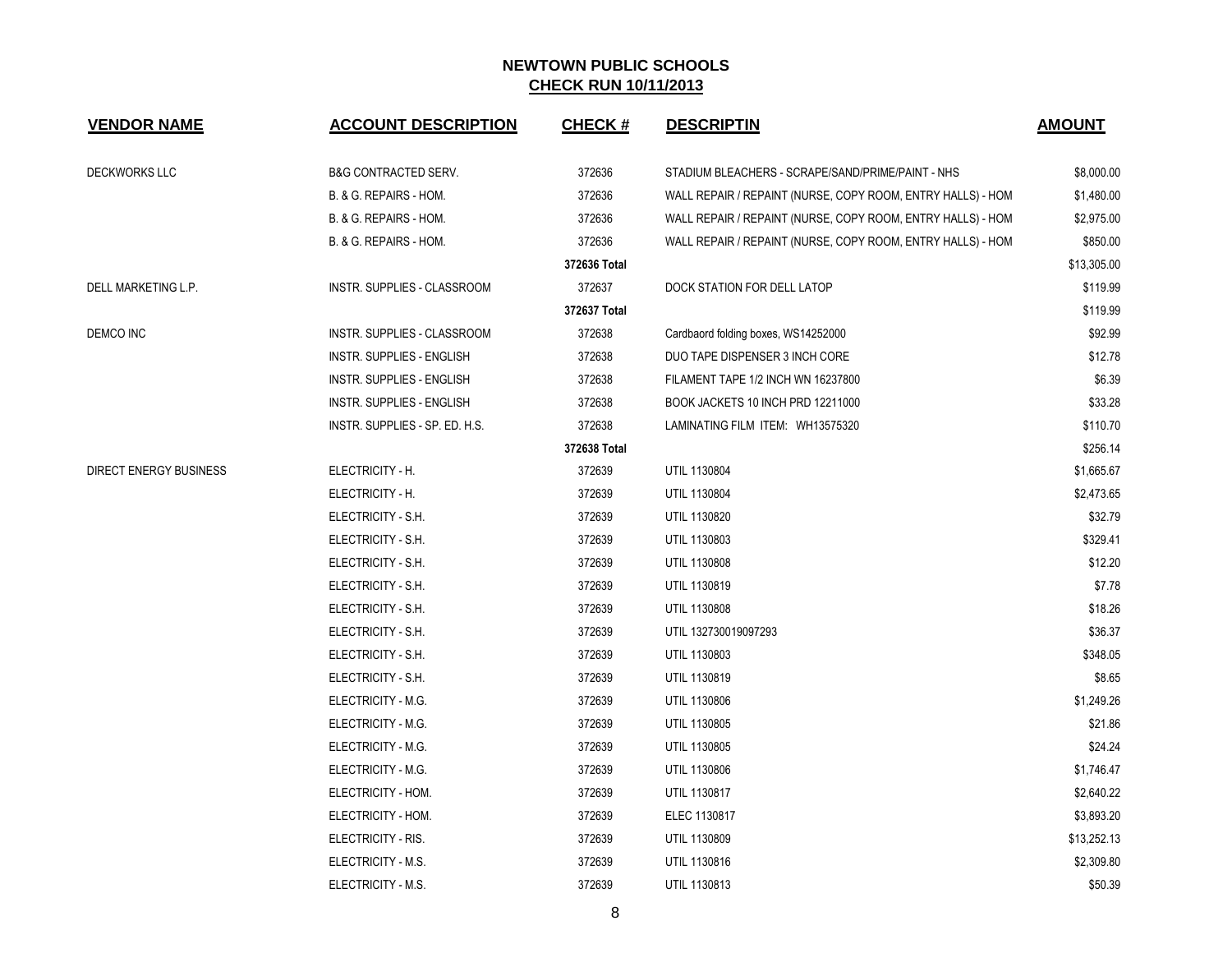# NEWTOWN PUBLIC SCHOOLS

## CHECK RUN 10/11/2013

| VENDOR NAME | ACCOUNT DESCRIPTION | CHECK # | DESCRIPTIN | AMOUNT |
|---|---|---|---|---|
| DECKWORKS LLC | B&G CONTRACTED SERV. | 372636 | STADIUM BLEACHERS - SCRAPE/SAND/PRIME/PAINT - NHS | $8,000.00 |
| | B. & G. REPAIRS - HOM. | 372636 | WALL REPAIR / REPAINT (NURSE, COPY ROOM, ENTRY HALLS) - HOM | $1,480.00 |
| | B. & G. REPAIRS - HOM. | 372636 | WALL REPAIR / REPAINT (NURSE, COPY ROOM, ENTRY HALLS) - HOM | $2,975.00 |
| | B. & G. REPAIRS - HOM. | 372636 | WALL REPAIR / REPAINT (NURSE, COPY ROOM, ENTRY HALLS) - HOM | $850.00 |
| | | **372636 Total** | | $13,305.00 |
| DELL MARKETING L.P. | INSTR. SUPPLIES - CLASSROOM | 372637 | DOCK STATION FOR DELL LATOP | $119.99 |
| | | **372637 Total** | | $119.99 |
| DEMCO INC | INSTR. SUPPLIES - CLASSROOM | 372638 | Cardbaord folding boxes, WS14252000 | $92.99 |
| | INSTR. SUPPLIES - ENGLISH | 372638 | DUO TAPE DISPENSER 3 INCH CORE | $12.78 |
| | INSTR. SUPPLIES - ENGLISH | 372638 | FILAMENT TAPE 1/2 INCH WN 16237800 | $6.39 |
| | INSTR. SUPPLIES - ENGLISH | 372638 | BOOK JACKETS 10 INCH PRD 12211000 | $33.28 |
| | INSTR. SUPPLIES - SP. ED. H.S. | 372638 | LAMINATING FILM ITEM: WH13575320 | $110.70 |
| | | **372638 Total** | | $256.14 |
| DIRECT ENERGY BUSINESS | ELECTRICITY - H. | 372639 | UTIL 1130804 | $1,665.67 |
| | ELECTRICITY - H. | 372639 | UTIL 1130804 | $2,473.65 |
| | ELECTRICITY - S.H. | 372639 | UTIL 1130820 | $32.79 |
| | ELECTRICITY - S.H. | 372639 | UTIL 1130803 | $329.41 |
| | ELECTRICITY - S.H. | 372639 | UTIL 1130808 | $12.20 |
| | ELECTRICITY - S.H. | 372639 | UTIL 1130819 | $7.78 |
| | ELECTRICITY - S.H. | 372639 | UTIL 1130808 | $18.26 |
| | ELECTRICITY - S.H. | 372639 | UTIL 132730019097293 | $36.37 |
| | ELECTRICITY - S.H. | 372639 | UTIL 1130803 | $348.05 |
| | ELECTRICITY - S.H. | 372639 | UTIL 1130819 | $8.65 |
| | ELECTRICITY - M.G. | 372639 | UTIL 1130806 | $1,249.26 |
| | ELECTRICITY - M.G. | 372639 | UTIL 1130805 | $21.86 |
| | ELECTRICITY - M.G. | 372639 | UTIL 1130805 | $24.24 |
| | ELECTRICITY - M.G. | 372639 | UTIL 1130806 | $1,746.47 |
| | ELECTRICITY - HOM. | 372639 | UTIL 1130817 | $2,640.22 |
| | ELECTRICITY - HOM. | 372639 | ELEC 1130817 | $3,893.20 |
| | ELECTRICITY - RIS. | 372639 | UTIL 1130809 | $13,252.13 |
| | ELECTRICITY - M.S. | 372639 | UTIL 1130816 | $2,309.80 |
| | ELECTRICITY - M.S. | 372639 | UTIL 1130813 | $50.39 |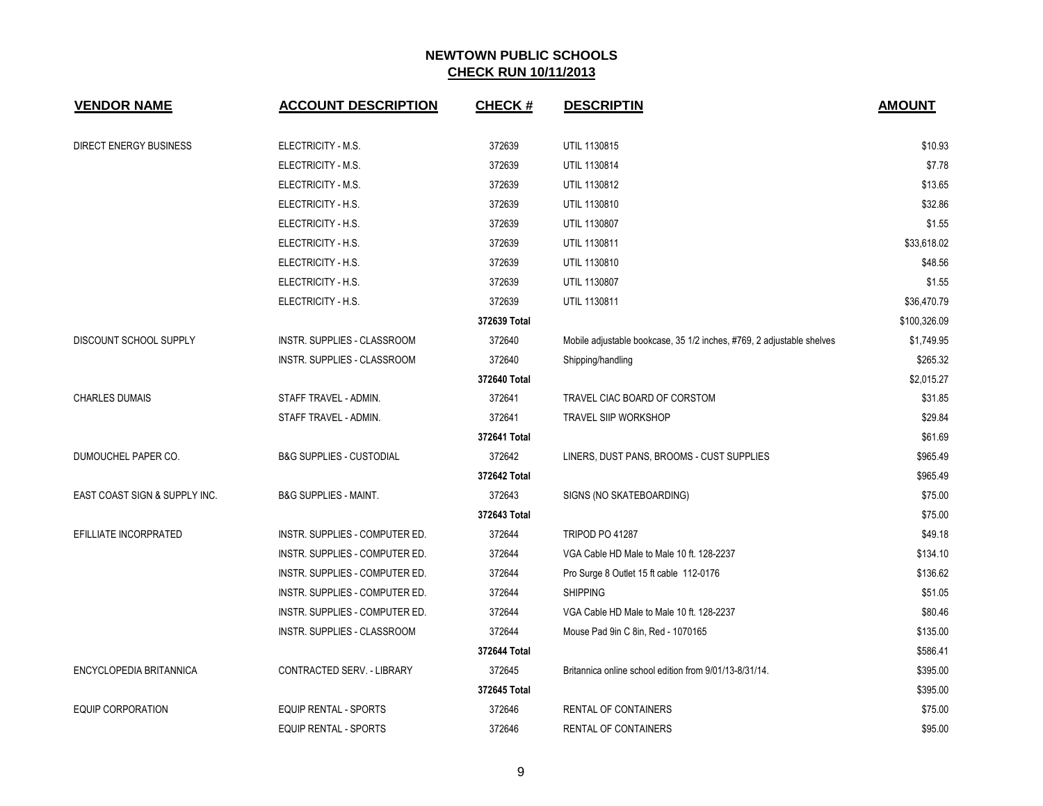## NEWTOWN PUBLIC SCHOOLS
## CHECK RUN 10/11/2013

| VENDOR NAME | ACCOUNT DESCRIPTION | CHECK # | DESCRIPTIN | AMOUNT |
|---|---|---|---|---|
| DIRECT ENERGY BUSINESS | ELECTRICITY - M.S. | 372639 | UTIL 1130815 | $10.93 |
| | ELECTRICITY - M.S. | 372639 | UTIL 1130814 | $7.78 |
| | ELECTRICITY - M.S. | 372639 | UTIL 1130812 | $13.65 |
| | ELECTRICITY - H.S. | 372639 | UTIL 1130810 | $32.86 |
| | ELECTRICITY - H.S. | 372639 | UTIL 1130807 | $1.55 |
| | ELECTRICITY - H.S. | 372639 | UTIL 1130811 | $33,618.02 |
| | ELECTRICITY - H.S. | 372639 | UTIL 1130810 | $48.56 |
| | ELECTRICITY - H.S. | 372639 | UTIL 1130807 | $1.55 |
| | ELECTRICITY - H.S. | 372639 | UTIL 1130811 | $36,470.79 |
| | | 372639 Total | | $100,326.09 |
| DISCOUNT SCHOOL SUPPLY | INSTR. SUPPLIES - CLASSROOM | 372640 | Mobile adjustable bookcase, 35 1/2 inches, #769, 2 adjustable shelves | $1,749.95 |
| | INSTR. SUPPLIES - CLASSROOM | 372640 | Shipping/handling | $265.32 |
| | | 372640 Total | | $2,015.27 |
| CHARLES DUMAIS | STAFF TRAVEL - ADMIN. | 372641 | TRAVEL CIAC BOARD OF CORSTOM | $31.85 |
| | STAFF TRAVEL - ADMIN. | 372641 | TRAVEL SIIP WORKSHOP | $29.84 |
| | | 372641 Total | | $61.69 |
| DUMOUCHEL PAPER CO. | B&G SUPPLIES - CUSTODIAL | 372642 | LINERS, DUST PANS, BROOMS - CUST SUPPLIES | $965.49 |
| | | 372642 Total | | $965.49 |
| EAST COAST SIGN & SUPPLY INC. | B&G SUPPLIES - MAINT. | 372643 | SIGNS (NO SKATEBOARDING) | $75.00 |
| | | 372643 Total | | $75.00 |
| EFILLIATE INCORPRATED | INSTR. SUPPLIES - COMPUTER ED. | 372644 | TRIPOD PO 41287 | $49.18 |
| | INSTR. SUPPLIES - COMPUTER ED. | 372644 | VGA Cable HD Male to Male 10 ft. 128-2237 | $134.10 |
| | INSTR. SUPPLIES - COMPUTER ED. | 372644 | Pro Surge 8 Outlet 15 ft cable 112-0176 | $136.62 |
| | INSTR. SUPPLIES - COMPUTER ED. | 372644 | SHIPPING | $51.05 |
| | INSTR. SUPPLIES - COMPUTER ED. | 372644 | VGA Cable HD Male to Male 10 ft. 128-2237 | $80.46 |
| | INSTR. SUPPLIES - CLASSROOM | 372644 | Mouse Pad 9in C 8in, Red - 1070165 | $135.00 |
| | | 372644 Total | | $586.41 |
| ENCYCLOPEDIA BRITANNICA | CONTRACTED SERV. - LIBRARY | 372645 | Britannica online school edition from 9/01/13-8/31/14. | $395.00 |
| | | 372645 Total | | $395.00 |
| EQUIP CORPORATION | EQUIP RENTAL - SPORTS | 372646 | RENTAL OF CONTAINERS | $75.00 |
| | EQUIP RENTAL - SPORTS | 372646 | RENTAL OF CONTAINERS | $95.00 |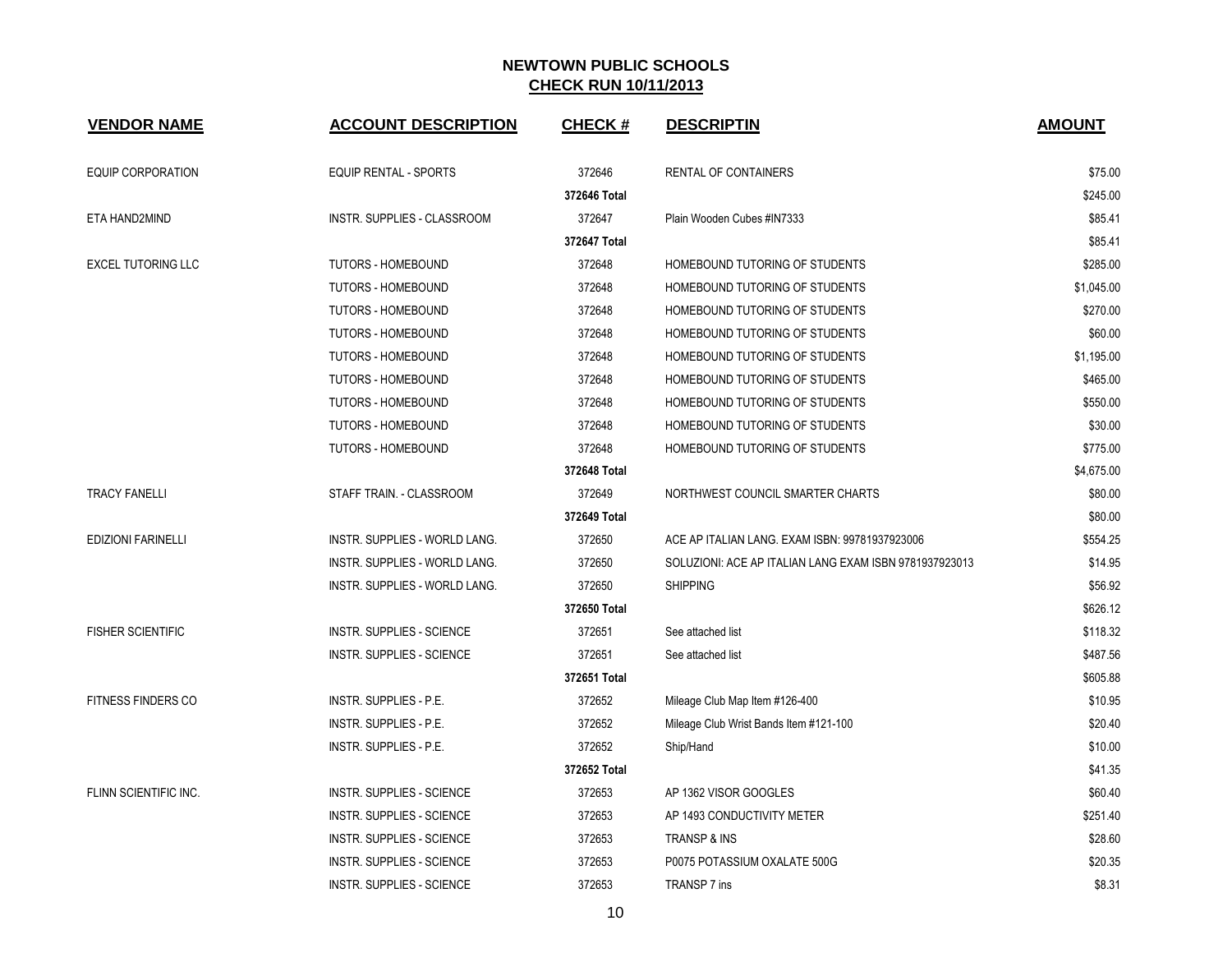# NEWTOWN PUBLIC SCHOOLS

## CHECK RUN 10/11/2013

| VENDOR NAME | ACCOUNT DESCRIPTION | CHECK # | DESCRIPTIN | AMOUNT |
|---|---|---|---|---|
| EQUIP CORPORATION | EQUIP RENTAL - SPORTS | 372646 | RENTAL OF CONTAINERS | $75.00 |
| | | 372646 Total | | $245.00 |
| ETA HAND2MIND | INSTR. SUPPLIES - CLASSROOM | 372647 | Plain Wooden Cubes #IN7333 | $85.41 |
| | | 372647 Total | | $85.41 |
| EXCEL TUTORING LLC | TUTORS - HOMEBOUND | 372648 | HOMEBOUND TUTORING OF STUDENTS | $285.00 |
| | TUTORS - HOMEBOUND | 372648 | HOMEBOUND TUTORING OF STUDENTS | $1,045.00 |
| | TUTORS - HOMEBOUND | 372648 | HOMEBOUND TUTORING OF STUDENTS | $270.00 |
| | TUTORS - HOMEBOUND | 372648 | HOMEBOUND TUTORING OF STUDENTS | $60.00 |
| | TUTORS - HOMEBOUND | 372648 | HOMEBOUND TUTORING OF STUDENTS | $1,195.00 |
| | TUTORS - HOMEBOUND | 372648 | HOMEBOUND TUTORING OF STUDENTS | $465.00 |
| | TUTORS - HOMEBOUND | 372648 | HOMEBOUND TUTORING OF STUDENTS | $550.00 |
| | TUTORS - HOMEBOUND | 372648 | HOMEBOUND TUTORING OF STUDENTS | $30.00 |
| | TUTORS - HOMEBOUND | 372648 | HOMEBOUND TUTORING OF STUDENTS | $775.00 |
| | | 372648 Total | | $4,675.00 |
| TRACY FANELLI | STAFF TRAIN. - CLASSROOM | 372649 | NORTHWEST COUNCIL SMARTER CHARTS | $80.00 |
| | | 372649 Total | | $80.00 |
| EDIZIONI FARINELLI | INSTR. SUPPLIES - WORLD LANG. | 372650 | ACE AP ITALIAN LANG. EXAM ISBN: 99781937923006 | $554.25 |
| | INSTR. SUPPLIES - WORLD LANG. | 372650 | SOLUZIONI: ACE AP ITALIAN LANG EXAM ISBN 9781937923013 | $14.95 |
| | INSTR. SUPPLIES - WORLD LANG. | 372650 | SHIPPING | $56.92 |
| | | 372650 Total | | $626.12 |
| FISHER SCIENTIFIC | INSTR. SUPPLIES - SCIENCE | 372651 | See attached list | $118.32 |
| | INSTR. SUPPLIES - SCIENCE | 372651 | See attached list | $487.56 |
| | | 372651 Total | | $605.88 |
| FITNESS FINDERS CO | INSTR. SUPPLIES - P.E. | 372652 | Mileage Club Map Item #126-400 | $10.95 |
| | INSTR. SUPPLIES - P.E. | 372652 | Mileage Club Wrist Bands Item #121-100 | $20.40 |
| | INSTR. SUPPLIES - P.E. | 372652 | Ship/Hand | $10.00 |
| | | 372652 Total | | $41.35 |
| FLINN SCIENTIFIC INC. | INSTR. SUPPLIES - SCIENCE | 372653 | AP 1362 VISOR GOOGLES | $60.40 |
| | INSTR. SUPPLIES - SCIENCE | 372653 | AP 1493 CONDUCTIVITY METER | $251.40 |
| | INSTR. SUPPLIES - SCIENCE | 372653 | TRANSP & INS | $28.60 |
| | INSTR. SUPPLIES - SCIENCE | 372653 | P0075 POTASSIUM OXALATE 500G | $20.35 |
| | INSTR. SUPPLIES - SCIENCE | 372653 | TRANSP 7 ins | $8.31 |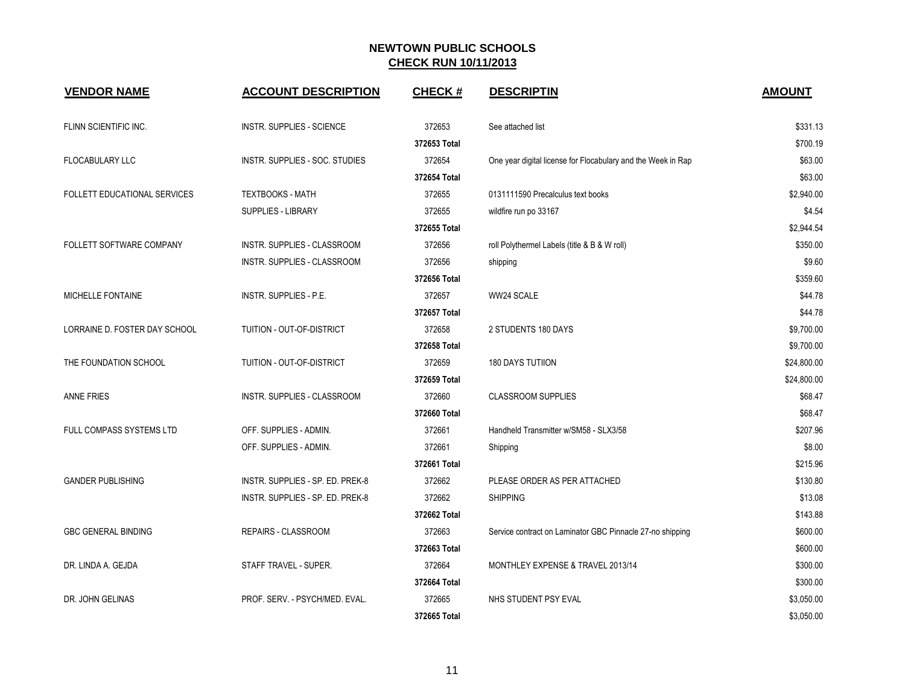**NEWTOWN PUBLIC SCHOOLS**
**CHECK RUN 10/11/2013**

| VENDOR NAME | ACCOUNT DESCRIPTION | CHECK # | DESCRIPTIN | AMOUNT |
|---|---|---|---|---|
| FLINN SCIENTIFIC INC. | INSTR. SUPPLIES - SCIENCE | 372653 | See attached list | $331.13 |
| | | 372653 Total | | $700.19 |
| FLOCABULARY LLC | INSTR. SUPPLIES - SOC. STUDIES | 372654 | One year digital license for Flocabulary and the Week in Rap | $63.00 |
| | | 372654 Total | | $63.00 |
| FOLLETT EDUCATIONAL SERVICES | TEXTBOOKS - MATH | 372655 | 0131111590 Precalculus text books | $2,940.00 |
| | SUPPLIES - LIBRARY | 372655 | wildfire run po 33167 | $4.54 |
| | | 372655 Total | | $2,944.54 |
| FOLLETT SOFTWARE COMPANY | INSTR. SUPPLIES - CLASSROOM | 372656 | roll Polythermel Labels (title & B & W roll) | $350.00 |
| | INSTR. SUPPLIES - CLASSROOM | 372656 | shipping | $9.60 |
| | | 372656 Total | | $359.60 |
| MICHELLE FONTAINE | INSTR. SUPPLIES - P.E. | 372657 | WW24 SCALE | $44.78 |
| | | 372657 Total | | $44.78 |
| LORRAINE D. FOSTER DAY SCHOOL | TUITION - OUT-OF-DISTRICT | 372658 | 2 STUDENTS 180 DAYS | $9,700.00 |
| | | 372658 Total | | $9,700.00 |
| THE FOUNDATION SCHOOL | TUITION - OUT-OF-DISTRICT | 372659 | 180 DAYS TUTIION | $24,800.00 |
| | | 372659 Total | | $24,800.00 |
| ANNE FRIES | INSTR. SUPPLIES - CLASSROOM | 372660 | CLASSROOM SUPPLIES | $68.47 |
| | | 372660 Total | | $68.47 |
| FULL COMPASS SYSTEMS LTD | OFF. SUPPLIES - ADMIN. | 372661 | Handheld Transmitter w/SM58 - SLX3/58 | $207.96 |
| | OFF. SUPPLIES - ADMIN. | 372661 | Shipping | $8.00 |
| | | 372661 Total | | $215.96 |
| GANDER PUBLISHING | INSTR. SUPPLIES - SP. ED. PREK-8 | 372662 | PLEASE ORDER AS PER ATTACHED | $130.80 |
| | INSTR. SUPPLIES - SP. ED. PREK-8 | 372662 | SHIPPING | $13.08 |
| | | 372662 Total | | $143.88 |
| GBC GENERAL BINDING | REPAIRS - CLASSROOM | 372663 | Service contract on Laminator GBC Pinnacle 27-no shipping | $600.00 |
| | | 372663 Total | | $600.00 |
| DR. LINDA A. GEJDA | STAFF TRAVEL - SUPER. | 372664 | MONTHLEY EXPENSE & TRAVEL 2013/14 | $300.00 |
| | | 372664 Total | | $300.00 |
| DR. JOHN GELINAS | PROF. SERV. - PSYCH/MED. EVAL. | 372665 | NHS STUDENT PSY EVAL | $3,050.00 |
| | | 372665 Total | | $3,050.00 |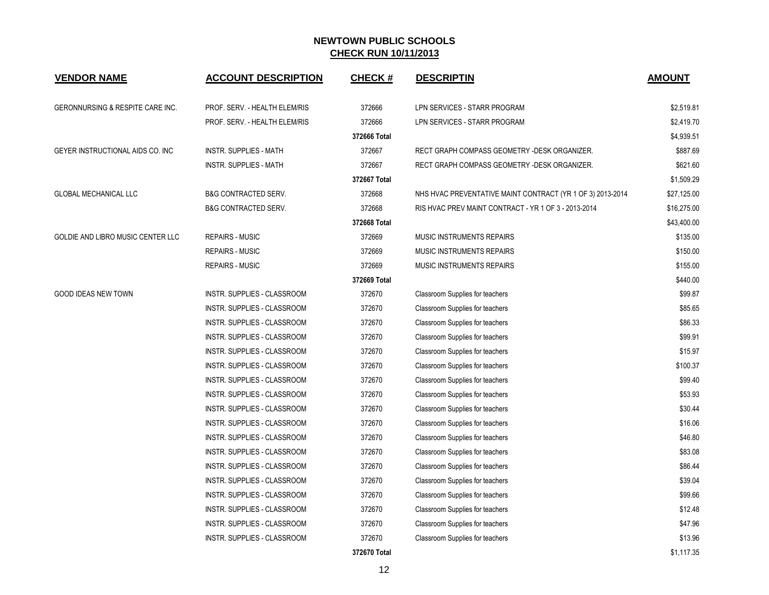# NEWTOWN PUBLIC SCHOOLS

## CHECK RUN 10/11/2013

| VENDOR NAME | ACCOUNT DESCRIPTION | CHECK # | DESCRIPTIN | AMOUNT |
|---|---|---|---|---|
| GERONNURSING & RESPITE CARE INC. | PROF. SERV. - HEALTH ELEM/RIS | 372666 | LPN SERVICES - STARR PROGRAM | $2,519.81 |
| | PROF. SERV. - HEALTH ELEM/RIS | 372666 | LPN SERVICES - STARR PROGRAM | $2,419.70 |
| | | **372666 Total** | | $4,939.51 |
| GEYER INSTRUCTIONAL AIDS CO. INC | INSTR. SUPPLIES - MATH | 372667 | RECT GRAPH COMPASS GEOMETRY -DESK ORGANIZER. | $887.69 |
| | INSTR. SUPPLIES - MATH | 372667 | RECT GRAPH COMPASS GEOMETRY -DESK ORGANIZER. | $621.60 |
| | | **372667 Total** | | $1,509.29 |
| GLOBAL MECHANICAL LLC | B&G CONTRACTED SERV. | 372668 | NHS HVAC PREVENTATIVE MAINT CONTRACT (YR 1 OF 3) 2013-2014 | $27,125.00 |
| | B&G CONTRACTED SERV. | 372668 | RIS HVAC PREV MAINT CONTRACT - YR 1 OF 3 - 2013-2014 | $16,275.00 |
| | | **372668 Total** | | $43,400.00 |
| GOLDIE AND LIBRO MUSIC CENTER LLC | REPAIRS - MUSIC | 372669 | MUSIC INSTRUMENTS REPAIRS | $135.00 |
| | REPAIRS - MUSIC | 372669 | MUSIC INSTRUMENTS REPAIRS | $150.00 |
| | REPAIRS - MUSIC | 372669 | MUSIC INSTRUMENTS REPAIRS | $155.00 |
| | | **372669 Total** | | $440.00 |
| GOOD IDEAS NEW TOWN | INSTR. SUPPLIES - CLASSROOM | 372670 | Classroom Supplies for teachers | $99.87 |
| | INSTR. SUPPLIES - CLASSROOM | 372670 | Classroom Supplies for teachers | $85.65 |
| | INSTR. SUPPLIES - CLASSROOM | 372670 | Classroom Supplies for teachers | $86.33 |
| | INSTR. SUPPLIES - CLASSROOM | 372670 | Classroom Supplies for teachers | $99.91 |
| | INSTR. SUPPLIES - CLASSROOM | 372670 | Classroom Supplies for teachers | $15.97 |
| | INSTR. SUPPLIES - CLASSROOM | 372670 | Classroom Supplies for teachers | $100.37 |
| | INSTR. SUPPLIES - CLASSROOM | 372670 | Classroom Supplies for teachers | $99.40 |
| | INSTR. SUPPLIES - CLASSROOM | 372670 | Classroom Supplies for teachers | $53.93 |
| | INSTR. SUPPLIES - CLASSROOM | 372670 | Classroom Supplies for teachers | $30.44 |
| | INSTR. SUPPLIES - CLASSROOM | 372670 | Classroom Supplies for teachers | $16.06 |
| | INSTR. SUPPLIES - CLASSROOM | 372670 | Classroom Supplies for teachers | $46.80 |
| | INSTR. SUPPLIES - CLASSROOM | 372670 | Classroom Supplies for teachers | $83.08 |
| | INSTR. SUPPLIES - CLASSROOM | 372670 | Classroom Supplies for teachers | $86.44 |
| | INSTR. SUPPLIES - CLASSROOM | 372670 | Classroom Supplies for teachers | $39.04 |
| | INSTR. SUPPLIES - CLASSROOM | 372670 | Classroom Supplies for teachers | $99.66 |
| | INSTR. SUPPLIES - CLASSROOM | 372670 | Classroom Supplies for teachers | $12.48 |
| | INSTR. SUPPLIES - CLASSROOM | 372670 | Classroom Supplies for teachers | $47.96 |
| | INSTR. SUPPLIES - CLASSROOM | 372670 | Classroom Supplies for teachers | $13.96 |
| | | **372670 Total** | | $1,117.35 |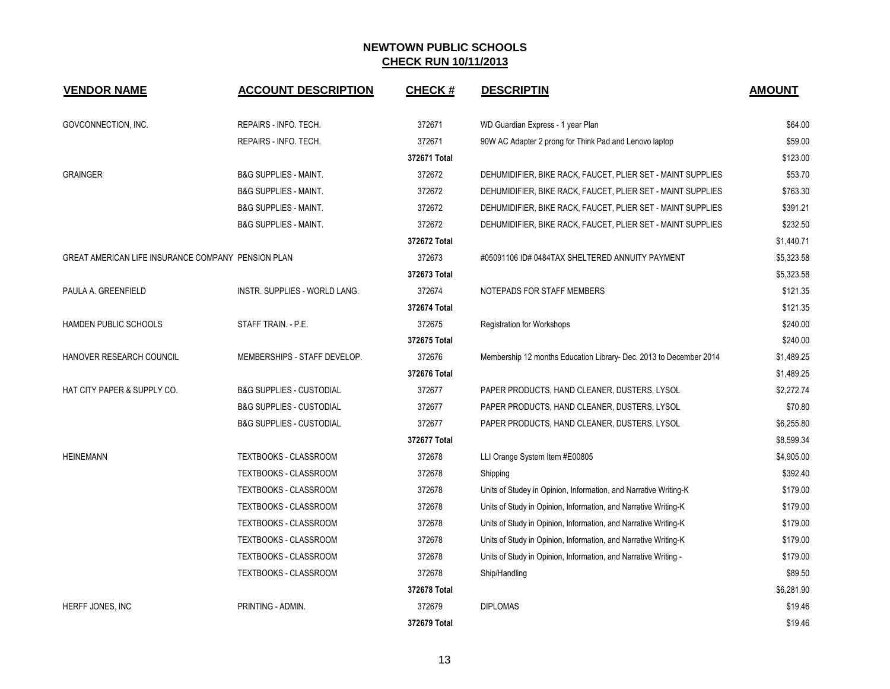# NEWTOWN PUBLIC SCHOOLS

## CHECK RUN 10/11/2013

| VENDOR NAME | ACCOUNT DESCRIPTION | CHECK # | DESCRIPTIN | AMOUNT |
|---|---|---|---|---|
| GOVCONNECTION, INC. | REPAIRS - INFO. TECH. | 372671 | WD Guardian Express - 1 year Plan | $64.00 |
| | REPAIRS - INFO. TECH. | 372671 | 90W AC Adapter 2 prong for Think Pad and Lenovo laptop | $59.00 |
| | | 372671 Total | | $123.00 |
| GRAINGER | B&G SUPPLIES - MAINT. | 372672 | DEHUMIDIFIER, BIKE RACK, FAUCET, PLIER SET - MAINT SUPPLIES | $53.70 |
| | B&G SUPPLIES - MAINT. | 372672 | DEHUMIDIFIER, BIKE RACK, FAUCET, PLIER SET - MAINT SUPPLIES | $763.30 |
| | B&G SUPPLIES - MAINT. | 372672 | DEHUMIDIFIER, BIKE RACK, FAUCET, PLIER SET - MAINT SUPPLIES | $391.21 |
| | B&G SUPPLIES - MAINT. | 372672 | DEHUMIDIFIER, BIKE RACK, FAUCET, PLIER SET - MAINT SUPPLIES | $232.50 |
| | | 372672 Total | | $1,440.71 |
| GREAT AMERICAN LIFE INSURANCE COMPANY | PENSION PLAN | 372673 | #05091106 ID# 0484TAX SHELTERED ANNUITY PAYMENT | $5,323.58 |
| | | 372673 Total | | $5,323.58 |
| PAULA A. GREENFIELD | INSTR. SUPPLIES - WORLD LANG. | 372674 | NOTEPADS FOR STAFF MEMBERS | $121.35 |
| | | 372674 Total | | $121.35 |
| HAMDEN PUBLIC SCHOOLS | STAFF TRAIN. - P.E. | 372675 | Registration for Workshops | $240.00 |
| | | 372675 Total | | $240.00 |
| HANOVER RESEARCH COUNCIL | MEMBERSHIPS - STAFF DEVELOP. | 372676 | Membership 12 months Education Library- Dec. 2013 to December 2014 | $1,489.25 |
| | | 372676 Total | | $1,489.25 |
| HAT CITY PAPER & SUPPLY CO. | B&G SUPPLIES - CUSTODIAL | 372677 | PAPER PRODUCTS, HAND CLEANER, DUSTERS, LYSOL | $2,272.74 |
| | B&G SUPPLIES - CUSTODIAL | 372677 | PAPER PRODUCTS, HAND CLEANER, DUSTERS, LYSOL | $70.80 |
| | B&G SUPPLIES - CUSTODIAL | 372677 | PAPER PRODUCTS, HAND CLEANER, DUSTERS, LYSOL | $6,255.80 |
| | | 372677 Total | | $8,599.34 |
| HEINEMANN | TEXTBOOKS - CLASSROOM | 372678 | LLI Orange System Item #E00805 | $4,905.00 |
| | TEXTBOOKS - CLASSROOM | 372678 | Shipping | $392.40 |
| | TEXTBOOKS - CLASSROOM | 372678 | Units of Studey in Opinion, Information, and Narrative Writing-K | $179.00 |
| | TEXTBOOKS - CLASSROOM | 372678 | Units of Study in Opinion, Information, and Narrative Writing-K | $179.00 |
| | TEXTBOOKS - CLASSROOM | 372678 | Units of Study in Opinion, Information, and Narrative Writing-K | $179.00 |
| | TEXTBOOKS - CLASSROOM | 372678 | Units of Study in Opinion, Information, and Narrative Writing-K | $179.00 |
| | TEXTBOOKS - CLASSROOM | 372678 | Units of Study in Opinion, Information, and Narrative Writing - | $179.00 |
| | TEXTBOOKS - CLASSROOM | 372678 | Ship/Handling | $89.50 |
| | | 372678 Total | | $6,281.90 |
| HERFF JONES, INC | PRINTING - ADMIN. | 372679 | DIPLOMAS | $19.46 |
| | | 372679 Total | | $19.46 |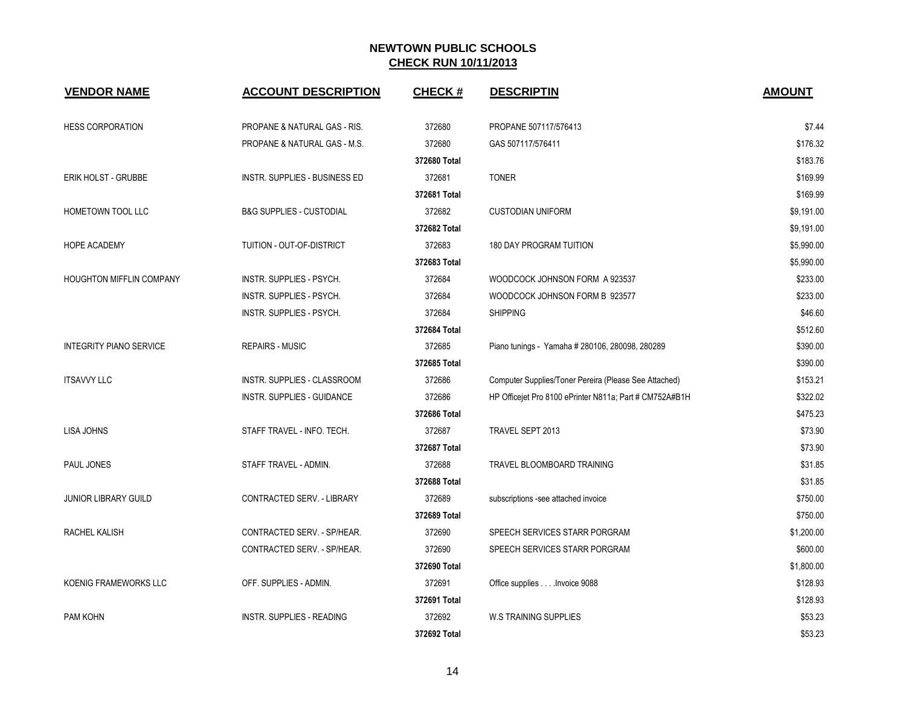# NEWTOWN PUBLIC SCHOOLS

## CHECK RUN 10/11/2013

| VENDOR NAME | ACCOUNT DESCRIPTION | CHECK # | DESCRIPTIN | AMOUNT |
|---|---|---|---|---|
| HESS CORPORATION | PROPANE & NATURAL GAS - RIS. | 372680 | PROPANE 507117/576413 | $7.44 |
| | PROPANE & NATURAL GAS - M.S. | 372680 | GAS 507117/576411 | $176.32 |
| | | 372680 Total | | $183.76 |
| ERIK HOLST - GRUBBE | INSTR. SUPPLIES - BUSINESS ED | 372681 | TONER | $169.99 |
| | | 372681 Total | | $169.99 |
| HOMETOWN TOOL LLC | B&G SUPPLIES - CUSTODIAL | 372682 | CUSTODIAN UNIFORM | $9,191.00 |
| | | 372682 Total | | $9,191.00 |
| HOPE ACADEMY | TUITION - OUT-OF-DISTRICT | 372683 | 180 DAY PROGRAM TUITION | $5,990.00 |
| | | 372683 Total | | $5,990.00 |
| HOUGHTON MIFFLIN COMPANY | INSTR. SUPPLIES - PSYCH. | 372684 | WOODCOCK JOHNSON FORM A 923537 | $233.00 |
| | INSTR. SUPPLIES - PSYCH. | 372684 | WOODCOCK JOHNSON FORM B 923577 | $233.00 |
| | INSTR. SUPPLIES - PSYCH. | 372684 | SHIPPING | $46.60 |
| | | 372684 Total | | $512.60 |
| INTEGRITY PIANO SERVICE | REPAIRS - MUSIC | 372685 | Piano tunings - Yamaha # 280106, 280098, 280289 | $390.00 |
| | | 372685 Total | | $390.00 |
| ITSAVVY LLC | INSTR. SUPPLIES - CLASSROOM | 372686 | Computer Supplies/Toner Pereira (Please See Attached) | $153.21 |
| | INSTR. SUPPLIES - GUIDANCE | 372686 | HP Officejet Pro 8100 ePrinter N811a; Part # CM752A#B1H | $322.02 |
| | | 372686 Total | | $475.23 |
| LISA JOHNS | STAFF TRAVEL - INFO. TECH. | 372687 | TRAVEL SEPT 2013 | $73.90 |
| | | 372687 Total | | $73.90 |
| PAUL JONES | STAFF TRAVEL - ADMIN. | 372688 | TRAVEL BLOOMBOARD TRAINING | $31.85 |
| | | 372688 Total | | $31.85 |
| JUNIOR LIBRARY GUILD | CONTRACTED SERV. - LIBRARY | 372689 | subscriptions -see attached invoice | $750.00 |
| | | 372689 Total | | $750.00 |
| RACHEL KALISH | CONTRACTED SERV. - SP/HEAR. | 372690 | SPEECH SERVICES STARR PORGRAM | $1,200.00 |
| | CONTRACTED SERV. - SP/HEAR. | 372690 | SPEECH SERVICES STARR PORGRAM | $600.00 |
| | | 372690 Total | | $1,800.00 |
| KOENIG FRAMEWORKS LLC | OFF. SUPPLIES - ADMIN. | 372691 | Office supplies . . . .Invoice 9088 | $128.93 |
| | | 372691 Total | | $128.93 |
| PAM KOHN | INSTR. SUPPLIES - READING | 372692 | W.S TRAINING SUPPLIES | $53.23 |
| | | 372692 Total | | $53.23 |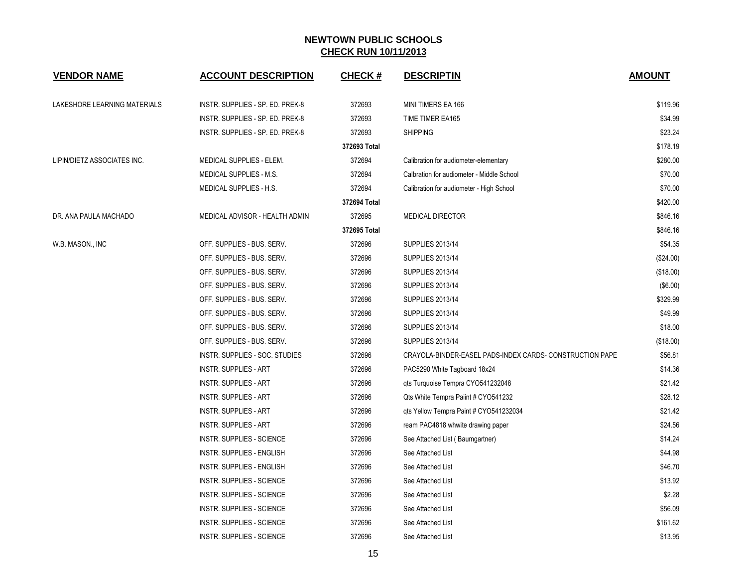# NEWTOWN PUBLIC SCHOOLS

## CHECK RUN 10/11/2013

| VENDOR NAME | ACCOUNT DESCRIPTION | CHECK # | DESCRIPTIN | AMOUNT |
|---|---|---|---|---|
| LAKESHORE LEARNING MATERIALS | INSTR. SUPPLIES - SP. ED. PREK-8 | 372693 | MINI TIMERS EA 166 | $119.96 |
| | INSTR. SUPPLIES - SP. ED. PREK-8 | 372693 | TIME TIMER EA165 | $34.99 |
| | INSTR. SUPPLIES - SP. ED. PREK-8 | 372693 | SHIPPING | $23.24 |
| | | 372693 Total | | $178.19 |
| LIPIN/DIETZ ASSOCIATES INC. | MEDICAL SUPPLIES - ELEM. | 372694 | Calibration for audiometer-elementary | $280.00 |
| | MEDICAL SUPPLIES - M.S. | 372694 | Calbration for audiometer - Middle School | $70.00 |
| | MEDICAL SUPPLIES - H.S. | 372694 | Calibration for audiometer - High School | $70.00 |
| | | 372694 Total | | $420.00 |
| DR. ANA PAULA MACHADO | MEDICAL ADVISOR - HEALTH ADMIN | 372695 | MEDICAL DIRECTOR | $846.16 |
| | | 372695 Total | | $846.16 |
| W.B. MASON., INC | OFF. SUPPLIES - BUS. SERV. | 372696 | SUPPLIES 2013/14 | $54.35 |
| | OFF. SUPPLIES - BUS. SERV. | 372696 | SUPPLIES 2013/14 | ($24.00) |
| | OFF. SUPPLIES - BUS. SERV. | 372696 | SUPPLIES 2013/14 | ($18.00) |
| | OFF. SUPPLIES - BUS. SERV. | 372696 | SUPPLIES 2013/14 | ($6.00) |
| | OFF. SUPPLIES - BUS. SERV. | 372696 | SUPPLIES 2013/14 | $329.99 |
| | OFF. SUPPLIES - BUS. SERV. | 372696 | SUPPLIES 2013/14 | $49.99 |
| | OFF. SUPPLIES - BUS. SERV. | 372696 | SUPPLIES 2013/14 | $18.00 |
| | OFF. SUPPLIES - BUS. SERV. | 372696 | SUPPLIES 2013/14 | ($18.00) |
| | INSTR. SUPPLIES - SOC. STUDIES | 372696 | CRAYOLA-BINDER-EASEL PADS-INDEX CARDS- CONSTRUCTION PAPE | $56.81 |
| | INSTR. SUPPLIES - ART | 372696 | PAC5290 White Tagboard 18x24 | $14.36 |
| | INSTR. SUPPLIES - ART | 372696 | qts Turquoise Tempra CYO541232048 | $21.42 |
| | INSTR. SUPPLIES - ART | 372696 | Qts White Tempra Paiint # CYO541232 | $28.12 |
| | INSTR. SUPPLIES - ART | 372696 | qts Yellow Tempra Paint # CYO541232034 | $21.42 |
| | INSTR. SUPPLIES - ART | 372696 | ream PAC4818 whwite drawing paper | $24.56 |
| | INSTR. SUPPLIES - SCIENCE | 372696 | See Attached List ( Baumgartner) | $14.24 |
| | INSTR. SUPPLIES - ENGLISH | 372696 | See Attached List | $44.98 |
| | INSTR. SUPPLIES - ENGLISH | 372696 | See Attached List | $46.70 |
| | INSTR. SUPPLIES - SCIENCE | 372696 | See Attached List | $13.92 |
| | INSTR. SUPPLIES - SCIENCE | 372696 | See Attached List | $2.28 |
| | INSTR. SUPPLIES - SCIENCE | 372696 | See Attached List | $56.09 |
| | INSTR. SUPPLIES - SCIENCE | 372696 | See Attached List | $161.62 |
| | INSTR. SUPPLIES - SCIENCE | 372696 | See Attached List | $13.95 |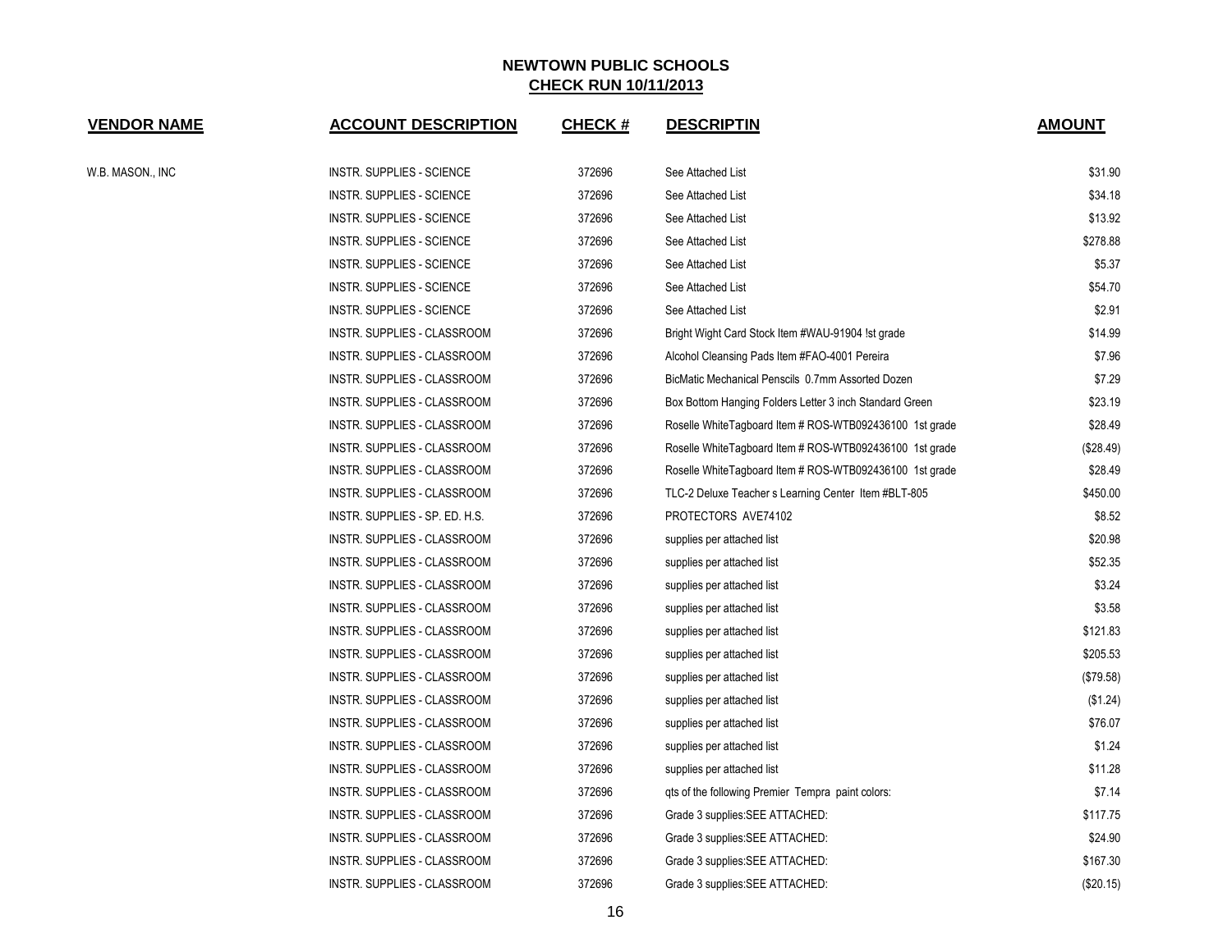# NEWTOWN PUBLIC SCHOOLS

## CHECK RUN 10/11/2013

| VENDOR NAME | ACCOUNT DESCRIPTION | CHECK # | DESCRIPTIN | AMOUNT |
|---|---|---|---|---|
| W.B. MASON., INC | INSTR. SUPPLIES - SCIENCE | 372696 | See Attached List | $31.90 |
| | INSTR. SUPPLIES - SCIENCE | 372696 | See Attached List | $34.18 |
| | INSTR. SUPPLIES - SCIENCE | 372696 | See Attached List | $13.92 |
| | INSTR. SUPPLIES - SCIENCE | 372696 | See Attached List | $278.88 |
| | INSTR. SUPPLIES - SCIENCE | 372696 | See Attached List | $5.37 |
| | INSTR. SUPPLIES - SCIENCE | 372696 | See Attached List | $54.70 |
| | INSTR. SUPPLIES - SCIENCE | 372696 | See Attached List | $2.91 |
| | INSTR. SUPPLIES - CLASSROOM | 372696 | Bright Wight Card Stock Item #WAU-91904 !st grade | $14.99 |
| | INSTR. SUPPLIES - CLASSROOM | 372696 | Alcohol Cleansing Pads Item #FAO-4001 Pereira | $7.96 |
| | INSTR. SUPPLIES - CLASSROOM | 372696 | BicMatic Mechanical Penscils 0.7mm Assorted Dozen | $7.29 |
| | INSTR. SUPPLIES - CLASSROOM | 372696 | Box Bottom Hanging Folders Letter 3 inch Standard Green | $23.19 |
| | INSTR. SUPPLIES - CLASSROOM | 372696 | Roselle WhiteTagboard Item # ROS-WTB092436100 1st grade | $28.49 |
| | INSTR. SUPPLIES - CLASSROOM | 372696 | Roselle WhiteTagboard Item # ROS-WTB092436100 1st grade | ($28.49) |
| | INSTR. SUPPLIES - CLASSROOM | 372696 | Roselle WhiteTagboard Item # ROS-WTB092436100 1st grade | $28.49 |
| | INSTR. SUPPLIES - CLASSROOM | 372696 | TLC-2 Deluxe Teacher s Learning Center Item #BLT-805 | $450.00 |
| | INSTR. SUPPLIES - SP. ED. H.S. | 372696 | PROTECTORS AVE74102 | $8.52 |
| | INSTR. SUPPLIES - CLASSROOM | 372696 | supplies per attached list | $20.98 |
| | INSTR. SUPPLIES - CLASSROOM | 372696 | supplies per attached list | $52.35 |
| | INSTR. SUPPLIES - CLASSROOM | 372696 | supplies per attached list | $3.24 |
| | INSTR. SUPPLIES - CLASSROOM | 372696 | supplies per attached list | $3.58 |
| | INSTR. SUPPLIES - CLASSROOM | 372696 | supplies per attached list | $121.83 |
| | INSTR. SUPPLIES - CLASSROOM | 372696 | supplies per attached list | $205.53 |
| | INSTR. SUPPLIES - CLASSROOM | 372696 | supplies per attached list | ($79.58) |
| | INSTR. SUPPLIES - CLASSROOM | 372696 | supplies per attached list | ($1.24) |
| | INSTR. SUPPLIES - CLASSROOM | 372696 | supplies per attached list | $76.07 |
| | INSTR. SUPPLIES - CLASSROOM | 372696 | supplies per attached list | $1.24 |
| | INSTR. SUPPLIES - CLASSROOM | 372696 | supplies per attached list | $11.28 |
| | INSTR. SUPPLIES - CLASSROOM | 372696 | qts of the following Premier Tempra paint colors: | $7.14 |
| | INSTR. SUPPLIES - CLASSROOM | 372696 | Grade 3 supplies:SEE ATTACHED: | $117.75 |
| | INSTR. SUPPLIES - CLASSROOM | 372696 | Grade 3 supplies:SEE ATTACHED: | $24.90 |
| | INSTR. SUPPLIES - CLASSROOM | 372696 | Grade 3 supplies:SEE ATTACHED: | $167.30 |
| | INSTR. SUPPLIES - CLASSROOM | 372696 | Grade 3 supplies:SEE ATTACHED: | ($20.15) |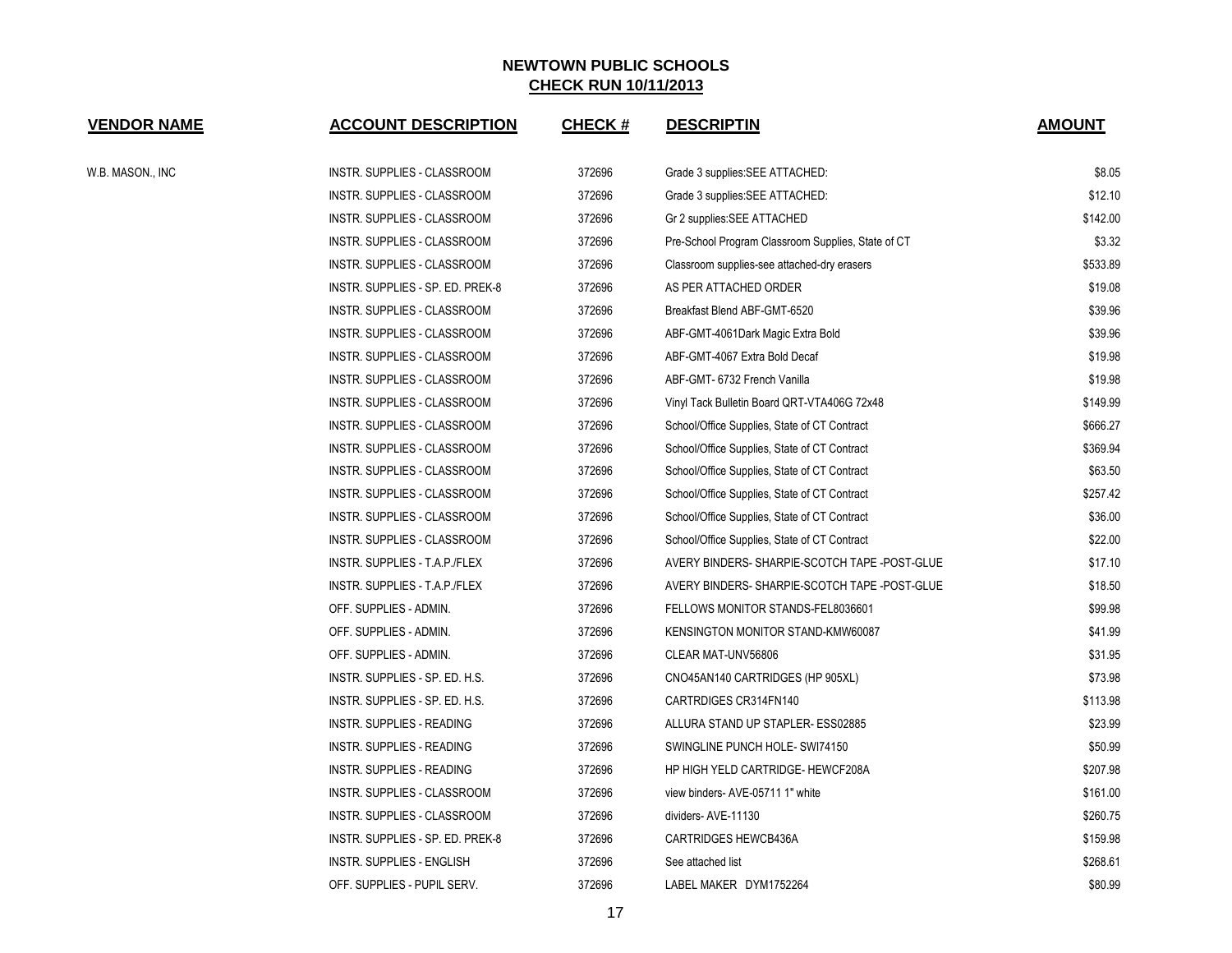# NEWTOWN PUBLIC SCHOOLS

## CHECK RUN 10/11/2013

| VENDOR NAME | ACCOUNT DESCRIPTION | CHECK # | DESCRIPTIN | AMOUNT |
|---|---|---|---|---|
| W.B. MASON., INC | INSTR. SUPPLIES - CLASSROOM | 372696 | Grade 3 supplies:SEE ATTACHED: | $8.05 |
| | INSTR. SUPPLIES - CLASSROOM | 372696 | Grade 3 supplies:SEE ATTACHED: | $12.10 |
| | INSTR. SUPPLIES - CLASSROOM | 372696 | Gr 2 supplies:SEE ATTACHED | $142.00 |
| | INSTR. SUPPLIES - CLASSROOM | 372696 | Pre-School Program Classroom Supplies, State of CT | $3.32 |
| | INSTR. SUPPLIES - CLASSROOM | 372696 | Classroom supplies-see attached-dry erasers | $533.89 |
| | INSTR. SUPPLIES - SP. ED. PREK-8 | 372696 | AS PER ATTACHED ORDER | $19.08 |
| | INSTR. SUPPLIES - CLASSROOM | 372696 | Breakfast Blend ABF-GMT-6520 | $39.96 |
| | INSTR. SUPPLIES - CLASSROOM | 372696 | ABF-GMT-4061Dark Magic Extra Bold | $39.96 |
| | INSTR. SUPPLIES - CLASSROOM | 372696 | ABF-GMT-4067 Extra Bold Decaf | $19.98 |
| | INSTR. SUPPLIES - CLASSROOM | 372696 | ABF-GMT- 6732 French Vanilla | $19.98 |
| | INSTR. SUPPLIES - CLASSROOM | 372696 | Vinyl Tack Bulletin Board QRT-VTA406G 72x48 | $149.99 |
| | INSTR. SUPPLIES - CLASSROOM | 372696 | School/Office Supplies, State of CT Contract | $666.27 |
| | INSTR. SUPPLIES - CLASSROOM | 372696 | School/Office Supplies, State of CT Contract | $369.94 |
| | INSTR. SUPPLIES - CLASSROOM | 372696 | School/Office Supplies, State of CT Contract | $63.50 |
| | INSTR. SUPPLIES - CLASSROOM | 372696 | School/Office Supplies, State of CT Contract | $257.42 |
| | INSTR. SUPPLIES - CLASSROOM | 372696 | School/Office Supplies, State of CT Contract | $36.00 |
| | INSTR. SUPPLIES - CLASSROOM | 372696 | School/Office Supplies, State of CT Contract | $22.00 |
| | INSTR. SUPPLIES - T.A.P./FLEX | 372696 | AVERY BINDERS- SHARPIE-SCOTCH TAPE -POST-GLUE | $17.10 |
| | INSTR. SUPPLIES - T.A.P./FLEX | 372696 | AVERY BINDERS- SHARPIE-SCOTCH TAPE -POST-GLUE | $18.50 |
| | OFF. SUPPLIES - ADMIN. | 372696 | FELLOWS MONITOR STANDS-FEL8036601 | $99.98 |
| | OFF. SUPPLIES - ADMIN. | 372696 | KENSINGTON MONITOR STAND-KMW60087 | $41.99 |
| | OFF. SUPPLIES - ADMIN. | 372696 | CLEAR MAT-UNV56806 | $31.95 |
| | INSTR. SUPPLIES - SP. ED. H.S. | 372696 | CNO45AN140 CARTRIDGES (HP 905XL) | $73.98 |
| | INSTR. SUPPLIES - SP. ED. H.S. | 372696 | CARTRDIGES CR314FN140 | $113.98 |
| | INSTR. SUPPLIES - READING | 372696 | ALLURA STAND UP STAPLER- ESS02885 | $23.99 |
| | INSTR. SUPPLIES - READING | 372696 | SWINGLINE PUNCH HOLE- SWI74150 | $50.99 |
| | INSTR. SUPPLIES - READING | 372696 | HP HIGH YELD CARTRIDGE- HEWCF208A | $207.98 |
| | INSTR. SUPPLIES - CLASSROOM | 372696 | view binders- AVE-05711 1" white | $161.00 |
| | INSTR. SUPPLIES - CLASSROOM | 372696 | dividers- AVE-11130 | $260.75 |
| | INSTR. SUPPLIES - SP. ED. PREK-8 | 372696 | CARTRIDGES HEWCB436A | $159.98 |
| | INSTR. SUPPLIES - ENGLISH | 372696 | See attached list | $268.61 |
| | OFF. SUPPLIES - PUPIL SERV. | 372696 | LABEL MAKER DYM1752264 | $80.99 |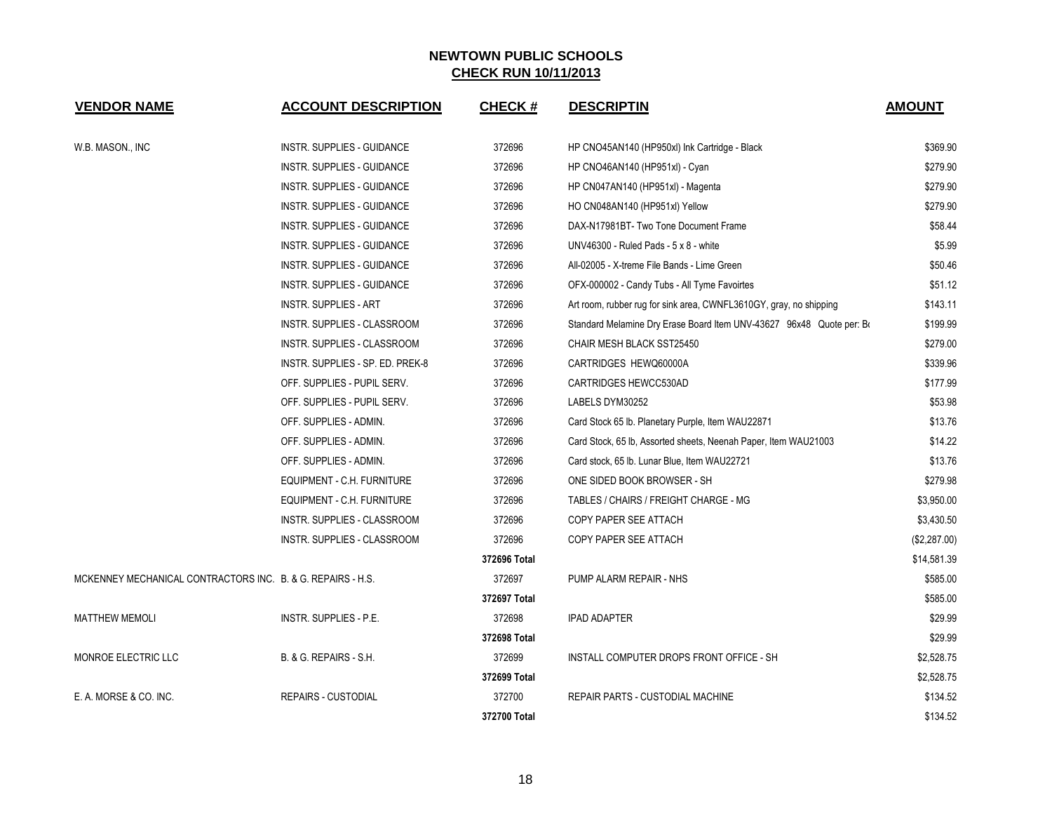# NEWTOWN PUBLIC SCHOOLS

## CHECK RUN 10/11/2013

| VENDOR NAME | ACCOUNT DESCRIPTION | CHECK # | DESCRIPTIN | AMOUNT |
|---|---|---|---|---|
| W.B. MASON., INC | INSTR. SUPPLIES - GUIDANCE | 372696 | HP CNO45AN140 (HP950xl) Ink Cartridge - Black | $369.90 |
| | INSTR. SUPPLIES - GUIDANCE | 372696 | HP CNO46AN140 (HP951xl) - Cyan | $279.90 |
| | INSTR. SUPPLIES - GUIDANCE | 372696 | HP CN047AN140 (HP951xl) - Magenta | $279.90 |
| | INSTR. SUPPLIES - GUIDANCE | 372696 | HO CN048AN140 (HP951xl) Yellow | $279.90 |
| | INSTR. SUPPLIES - GUIDANCE | 372696 | DAX-N17981BT- Two Tone Document Frame | $58.44 |
| | INSTR. SUPPLIES - GUIDANCE | 372696 | UNV46300 - Ruled Pads - 5 x 8 - white | $5.99 |
| | INSTR. SUPPLIES - GUIDANCE | 372696 | All-02005 - X-treme File Bands - Lime Green | $50.46 |
| | INSTR. SUPPLIES - GUIDANCE | 372696 | OFX-000002 - Candy Tubs - All Tyme Favoirtes | $51.12 |
| | INSTR. SUPPLIES - ART | 372696 | Art room, rubber rug for sink area, CWNFL3610GY, gray, no shipping | $143.11 |
| | INSTR. SUPPLIES - CLASSROOM | 372696 | Standard Melamine Dry Erase Board Item UNV-43627 96x48 Quote per: Bo | $199.99 |
| | INSTR. SUPPLIES - CLASSROOM | 372696 | CHAIR MESH BLACK SST25450 | $279.00 |
| | INSTR. SUPPLIES - SP. ED. PREK-8 | 372696 | CARTRIDGES HEWQ60000A | $339.96 |
| | OFF. SUPPLIES - PUPIL SERV. | 372696 | CARTRIDGES HEWCC530AD | $177.99 |
| | OFF. SUPPLIES - PUPIL SERV. | 372696 | LABELS DYM30252 | $53.98 |
| | OFF. SUPPLIES - ADMIN. | 372696 | Card Stock 65 lb. Planetary Purple, Item WAU22871 | $13.76 |
| | OFF. SUPPLIES - ADMIN. | 372696 | Card Stock, 65 lb, Assorted sheets, Neenah Paper, Item WAU21003 | $14.22 |
| | OFF. SUPPLIES - ADMIN. | 372696 | Card stock, 65 lb. Lunar Blue, Item WAU22721 | $13.76 |
| | EQUIPMENT - C.H. FURNITURE | 372696 | ONE SIDED BOOK BROWSER - SH | $279.98 |
| | EQUIPMENT - C.H. FURNITURE | 372696 | TABLES / CHAIRS / FREIGHT CHARGE - MG | $3,950.00 |
| | INSTR. SUPPLIES - CLASSROOM | 372696 | COPY PAPER SEE ATTACH | $3,430.50 |
| | INSTR. SUPPLIES - CLASSROOM | 372696 | COPY PAPER SEE ATTACH | ($2,287.00) |
| | | **372696 Total** | | $14,581.39 |
| MCKENNEY MECHANICAL CONTRACTORS INC. | B. & G. REPAIRS - H.S. | 372697 | PUMP ALARM REPAIR - NHS | $585.00 |
| | | **372697 Total** | | $585.00 |
| MATTHEW MEMOLI | INSTR. SUPPLIES - P.E. | 372698 | IPAD ADAPTER | $29.99 |
| | | **372698 Total** | | $29.99 |
| MONROE ELECTRIC LLC | B. & G. REPAIRS - S.H. | 372699 | INSTALL COMPUTER DROPS FRONT OFFICE - SH | $2,528.75 |
| | | **372699 Total** | | $2,528.75 |
| E. A. MORSE & CO. INC. | REPAIRS - CUSTODIAL | 372700 | REPAIR PARTS - CUSTODIAL MACHINE | $134.52 |
| | | **372700 Total** | | $134.52 |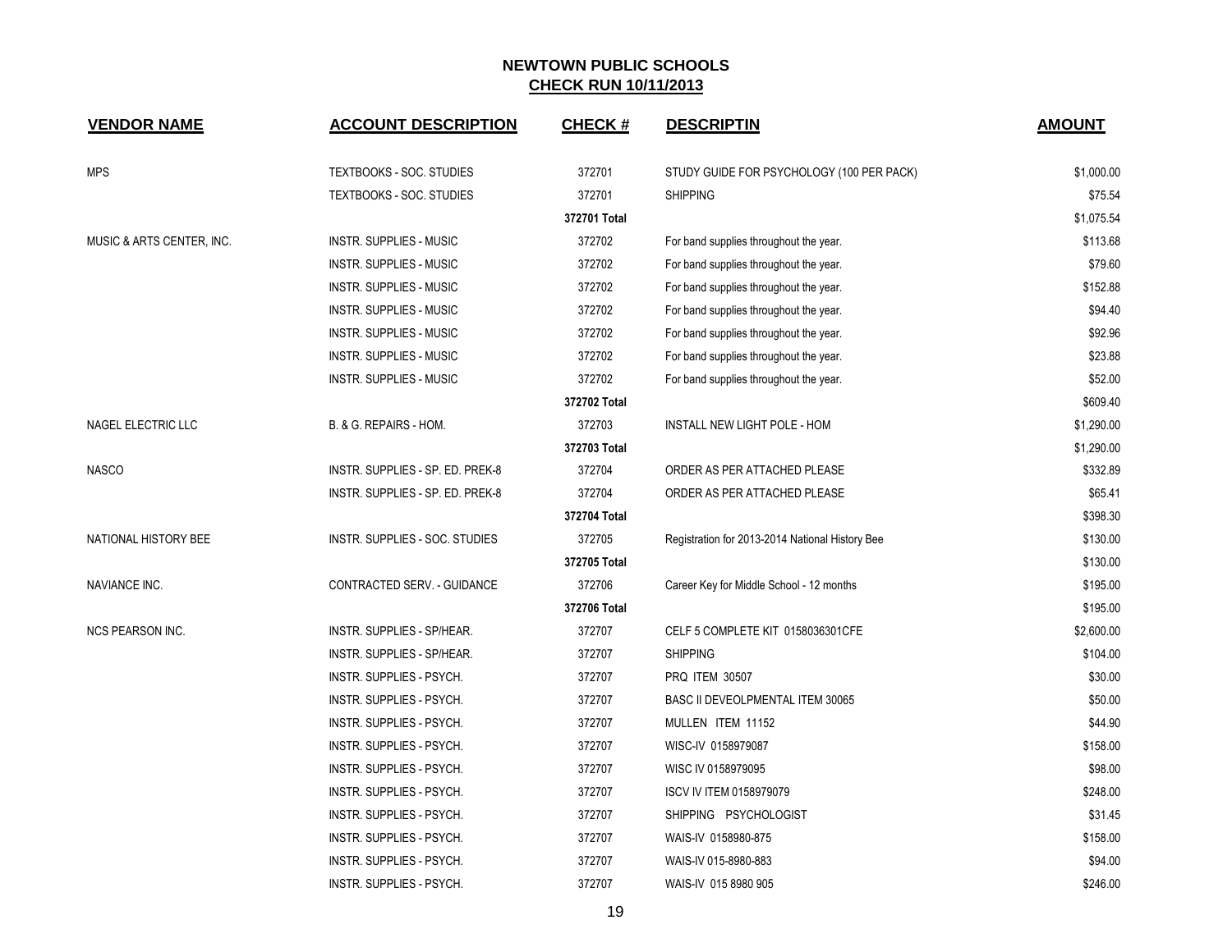# NEWTOWN PUBLIC SCHOOLS
## CHECK RUN 10/11/2013

| VENDOR NAME | ACCOUNT DESCRIPTION | CHECK # | DESCRIPTIN | AMOUNT |
|---|---|---|---|---|
| MPS | TEXTBOOKS - SOC. STUDIES | 372701 | STUDY GUIDE FOR PSYCHOLOGY (100 PER PACK) | $1,000.00 |
| | TEXTBOOKS - SOC. STUDIES | 372701 | SHIPPING | $75.54 |
| | | 372701 Total | | $1,075.54 |
| MUSIC & ARTS CENTER, INC. | INSTR. SUPPLIES - MUSIC | 372702 | For band supplies throughout the year. | $113.68 |
| | INSTR. SUPPLIES - MUSIC | 372702 | For band supplies throughout the year. | $79.60 |
| | INSTR. SUPPLIES - MUSIC | 372702 | For band supplies throughout the year. | $152.88 |
| | INSTR. SUPPLIES - MUSIC | 372702 | For band supplies throughout the year. | $94.40 |
| | INSTR. SUPPLIES - MUSIC | 372702 | For band supplies throughout the year. | $92.96 |
| | INSTR. SUPPLIES - MUSIC | 372702 | For band supplies throughout the year. | $23.88 |
| | INSTR. SUPPLIES - MUSIC | 372702 | For band supplies throughout the year. | $52.00 |
| | | 372702 Total | | $609.40 |
| NAGEL ELECTRIC LLC | B. & G. REPAIRS - HOM. | 372703 | INSTALL NEW LIGHT POLE - HOM | $1,290.00 |
| | | 372703 Total | | $1,290.00 |
| NASCO | INSTR. SUPPLIES - SP. ED. PREK-8 | 372704 | ORDER AS PER ATTACHED PLEASE | $332.89 |
| | INSTR. SUPPLIES - SP. ED. PREK-8 | 372704 | ORDER AS PER ATTACHED PLEASE | $65.41 |
| | | 372704 Total | | $398.30 |
| NATIONAL HISTORY BEE | INSTR. SUPPLIES - SOC. STUDIES | 372705 | Registration for 2013-2014 National History Bee | $130.00 |
| | | 372705 Total | | $130.00 |
| NAVIANCE INC. | CONTRACTED SERV. - GUIDANCE | 372706 | Career Key for Middle School - 12 months | $195.00 |
| | | 372706 Total | | $195.00 |
| NCS PEARSON INC. | INSTR. SUPPLIES - SP/HEAR. | 372707 | CELF 5 COMPLETE KIT 0158036301CFE | $2,600.00 |
| | INSTR. SUPPLIES - SP/HEAR. | 372707 | SHIPPING | $104.00 |
| | INSTR. SUPPLIES - PSYCH. | 372707 | PRQ ITEM 30507 | $30.00 |
| | INSTR. SUPPLIES - PSYCH. | 372707 | BASC II DEVEOLPMENTAL ITEM 30065 | $50.00 |
| | INSTR. SUPPLIES - PSYCH. | 372707 | MULLEN ITEM 11152 | $44.90 |
| | INSTR. SUPPLIES - PSYCH. | 372707 | WISC-IV 0158979087 | $158.00 |
| | INSTR. SUPPLIES - PSYCH. | 372707 | WISC IV 0158979095 | $98.00 |
| | INSTR. SUPPLIES - PSYCH. | 372707 | ISCV IV ITEM 0158979079 | $248.00 |
| | INSTR. SUPPLIES - PSYCH. | 372707 | SHIPPING PSYCHOLOGIST | $31.45 |
| | INSTR. SUPPLIES - PSYCH. | 372707 | WAIS-IV 0158980-875 | $158.00 |
| | INSTR. SUPPLIES - PSYCH. | 372707 | WAIS-IV 015-8980-883 | $94.00 |
| | INSTR. SUPPLIES - PSYCH. | 372707 | WAIS-IV 015 8980 905 | $246.00 |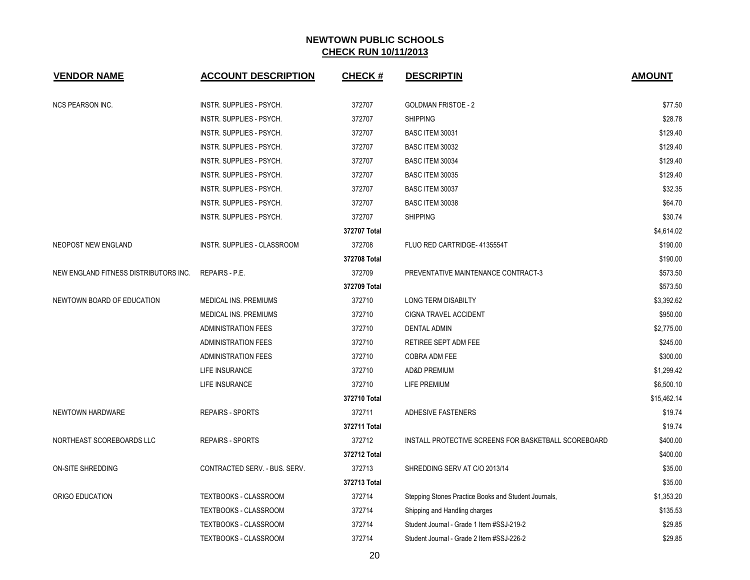# NEWTOWN PUBLIC SCHOOLS
## CHECK RUN 10/11/2013

| VENDOR NAME | ACCOUNT DESCRIPTION | CHECK # | DESCRIPTIN | AMOUNT |
|---|---|---|---|---|
| NCS PEARSON INC. | INSTR. SUPPLIES - PSYCH. | 372707 | GOLDMAN FRISTOE - 2 | $77.50 |
| | INSTR. SUPPLIES - PSYCH. | 372707 | SHIPPING | $28.78 |
| | INSTR. SUPPLIES - PSYCH. | 372707 | BASC ITEM 30031 | $129.40 |
| | INSTR. SUPPLIES - PSYCH. | 372707 | BASC ITEM 30032 | $129.40 |
| | INSTR. SUPPLIES - PSYCH. | 372707 | BASC ITEM 30034 | $129.40 |
| | INSTR. SUPPLIES - PSYCH. | 372707 | BASC ITEM 30035 | $129.40 |
| | INSTR. SUPPLIES - PSYCH. | 372707 | BASC ITEM 30037 | $32.35 |
| | INSTR. SUPPLIES - PSYCH. | 372707 | BASC ITEM 30038 | $64.70 |
| | INSTR. SUPPLIES - PSYCH. | 372707 | SHIPPING | $30.74 |
| | | **372707 Total** | | $4,614.02 |
| NEOPOST NEW ENGLAND | INSTR. SUPPLIES - CLASSROOM | 372708 | FLUO RED CARTRIDGE- 4135554T | $190.00 |
| | | **372708 Total** | | $190.00 |
| NEW ENGLAND FITNESS DISTRIBUTORS INC. | REPAIRS - P.E. | 372709 | PREVENTATIVE MAINTENANCE CONTRACT-3 | $573.50 |
| | | **372709 Total** | | $573.50 |
| NEWTOWN BOARD OF EDUCATION | MEDICAL INS. PREMIUMS | 372710 | LONG TERM DISABILTY | $3,392.62 |
| | MEDICAL INS. PREMIUMS | 372710 | CIGNA TRAVEL ACCIDENT | $950.00 |
| | ADMINISTRATION FEES | 372710 | DENTAL ADMIN | $2,775.00 |
| | ADMINISTRATION FEES | 372710 | RETIREE SEPT ADM FEE | $245.00 |
| | ADMINISTRATION FEES | 372710 | COBRA ADM FEE | $300.00 |
| | LIFE INSURANCE | 372710 | AD&D PREMIUM | $1,299.42 |
| | LIFE INSURANCE | 372710 | LIFE PREMIUM | $6,500.10 |
| | | **372710 Total** | | $15,462.14 |
| NEWTOWN HARDWARE | REPAIRS - SPORTS | 372711 | ADHESIVE FASTENERS | $19.74 |
| | | **372711 Total** | | $19.74 |
| NORTHEAST SCOREBOARDS LLC | REPAIRS - SPORTS | 372712 | INSTALL PROTECTIVE SCREENS FOR BASKETBALL SCOREBOARD | $400.00 |
| | | **372712 Total** | | $400.00 |
| ON-SITE SHREDDING | CONTRACTED SERV. - BUS. SERV. | 372713 | SHREDDING SERV AT C/O 2013/14 | $35.00 |
| | | **372713 Total** | | $35.00 |
| ORIGO EDUCATION | TEXTBOOKS - CLASSROOM | 372714 | Stepping Stones Practice Books and Student Journals, | $1,353.20 |
| | TEXTBOOKS - CLASSROOM | 372714 | Shipping and Handling charges | $135.53 |
| | TEXTBOOKS - CLASSROOM | 372714 | Student Journal - Grade 1 Item #SSJ-219-2 | $29.85 |
| | TEXTBOOKS - CLASSROOM | 372714 | Student Journal - Grade 2 Item #SSJ-226-2 | $29.85 |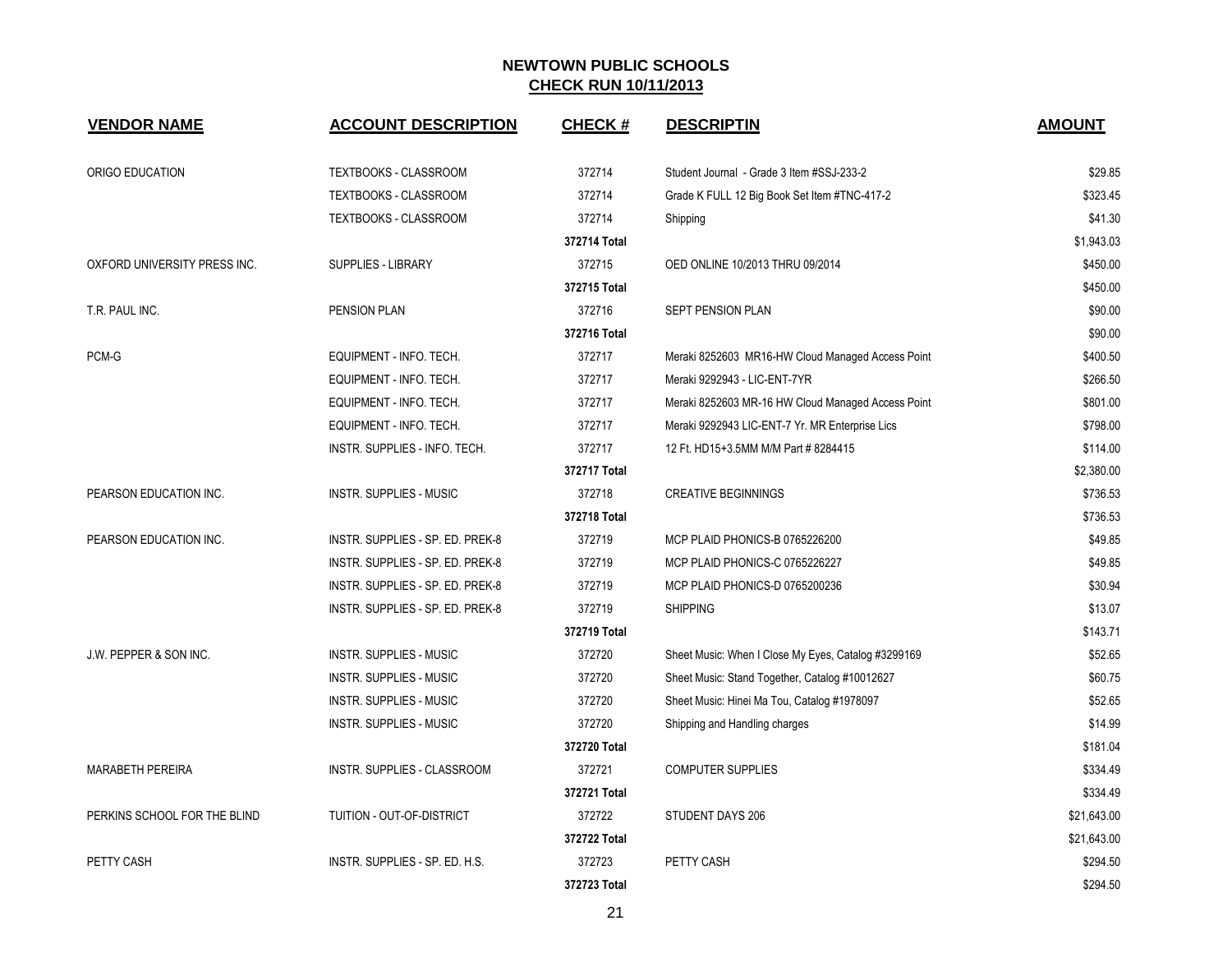**NEWTOWN PUBLIC SCHOOLS**
**CHECK RUN 10/11/2013**

| VENDOR NAME | ACCOUNT DESCRIPTION | CHECK # | DESCRIPTIN | AMOUNT |
|---|---|---|---|---|
| ORIGO EDUCATION | TEXTBOOKS - CLASSROOM | 372714 | Student Journal - Grade 3 Item #SSJ-233-2 | $29.85 |
| | TEXTBOOKS - CLASSROOM | 372714 | Grade K FULL 12 Big Book Set Item #TNC-417-2 | $323.45 |
| | TEXTBOOKS - CLASSROOM | 372714 | Shipping | $41.30 |
| | | **372714 Total** | | $1,943.03 |
| OXFORD UNIVERSITY PRESS INC. | SUPPLIES - LIBRARY | 372715 | OED ONLINE 10/2013 THRU 09/2014 | $450.00 |
| | | **372715 Total** | | $450.00 |
| T.R. PAUL INC. | PENSION PLAN | 372716 | SEPT PENSION PLAN | $90.00 |
| | | **372716 Total** | | $90.00 |
| PCM-G | EQUIPMENT - INFO. TECH. | 372717 | Meraki 8252603 MR16-HW Cloud Managed Access Point | $400.50 |
| | EQUIPMENT - INFO. TECH. | 372717 | Meraki 9292943 - LIC-ENT-7YR | $266.50 |
| | EQUIPMENT - INFO. TECH. | 372717 | Meraki 8252603 MR-16 HW Cloud Managed Access Point | $801.00 |
| | EQUIPMENT - INFO. TECH. | 372717 | Meraki 9292943 LIC-ENT-7 Yr. MR Enterprise Lics | $798.00 |
| | INSTR. SUPPLIES - INFO. TECH. | 372717 | 12 Ft. HD15+3.5MM M/M Part # 8284415 | $114.00 |
| | | **372717 Total** | | $2,380.00 |
| PEARSON EDUCATION INC. | INSTR. SUPPLIES - MUSIC | 372718 | CREATIVE BEGINNINGS | $736.53 |
| | | **372718 Total** | | $736.53 |
| PEARSON EDUCATION INC. | INSTR. SUPPLIES - SP. ED. PREK-8 | 372719 | MCP PLAID PHONICS-B 0765226200 | $49.85 |
| | INSTR. SUPPLIES - SP. ED. PREK-8 | 372719 | MCP PLAID PHONICS-C 0765226227 | $49.85 |
| | INSTR. SUPPLIES - SP. ED. PREK-8 | 372719 | MCP PLAID PHONICS-D 0765200236 | $30.94 |
| | INSTR. SUPPLIES - SP. ED. PREK-8 | 372719 | SHIPPING | $13.07 |
| | | **372719 Total** | | $143.71 |
| J.W. PEPPER & SON INC. | INSTR. SUPPLIES - MUSIC | 372720 | Sheet Music: When I Close My Eyes, Catalog #3299169 | $52.65 |
| | INSTR. SUPPLIES - MUSIC | 372720 | Sheet Music: Stand Together, Catalog #10012627 | $60.75 |
| | INSTR. SUPPLIES - MUSIC | 372720 | Sheet Music: Hinei Ma Tou, Catalog #1978097 | $52.65 |
| | INSTR. SUPPLIES - MUSIC | 372720 | Shipping and Handling charges | $14.99 |
| | | **372720 Total** | | $181.04 |
| MARABETH PEREIRA | INSTR. SUPPLIES - CLASSROOM | 372721 | COMPUTER SUPPLIES | $334.49 |
| | | **372721 Total** | | $334.49 |
| PERKINS SCHOOL FOR THE BLIND | TUITION - OUT-OF-DISTRICT | 372722 | STUDENT DAYS 206 | $21,643.00 |
| | | **372722 Total** | | $21,643.00 |
| PETTY CASH | INSTR. SUPPLIES - SP. ED. H.S. | 372723 | PETTY CASH | $294.50 |
| | | **372723 Total** | | $294.50 |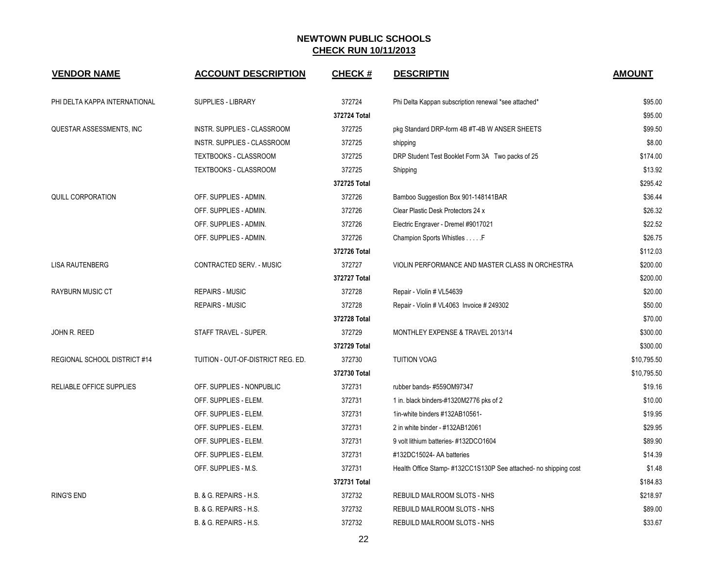# NEWTOWN PUBLIC SCHOOLS
## CHECK RUN 10/11/2013

| VENDOR NAME | ACCOUNT DESCRIPTION | CHECK # | DESCRIPTIN | AMOUNT |
|---|---|---|---|---|
| PHI DELTA KAPPA INTERNATIONAL | SUPPLIES - LIBRARY | 372724 | Phi Delta Kappan subscription renewal *see attached* | $95.00 |
| | | 372724 Total | | $95.00 |
| QUESTAR ASSESSMENTS, INC | INSTR. SUPPLIES - CLASSROOM | 372725 | pkg Standard DRP-form 4B #T-4B W ANSER SHEETS | $99.50 |
| | INSTR. SUPPLIES - CLASSROOM | 372725 | shipping | $8.00 |
| | TEXTBOOKS - CLASSROOM | 372725 | DRP Student Test Booklet Form 3A Two packs of 25 | $174.00 |
| | TEXTBOOKS - CLASSROOM | 372725 | Shipping | $13.92 |
| | | 372725 Total | | $295.42 |
| QUILL CORPORATION | OFF. SUPPLIES - ADMIN. | 372726 | Bamboo Suggestion Box 901-148141BAR | $36.44 |
| | OFF. SUPPLIES - ADMIN. | 372726 | Clear Plastic Desk Protectors 24 x | $26.32 |
| | OFF. SUPPLIES - ADMIN. | 372726 | Electric Engraver - Dremel #9017021 | $22.52 |
| | OFF. SUPPLIES - ADMIN. | 372726 | Champion Sports Whistles . . . . .F | $26.75 |
| | | 372726 Total | | $112.03 |
| LISA RAUTENBERG | CONTRACTED SERV. - MUSIC | 372727 | VIOLIN PERFORMANCE AND MASTER CLASS IN ORCHESTRA | $200.00 |
| | | 372727 Total | | $200.00 |
| RAYBURN MUSIC CT | REPAIRS - MUSIC | 372728 | Repair - Violin # VL54639 | $20.00 |
| | REPAIRS - MUSIC | 372728 | Repair - Violin # VL4063 Invoice # 249302 | $50.00 |
| | | 372728 Total | | $70.00 |
| JOHN R. REED | STAFF TRAVEL - SUPER. | 372729 | MONTHLEY EXPENSE & TRAVEL 2013/14 | $300.00 |
| | | 372729 Total | | $300.00 |
| REGIONAL SCHOOL DISTRICT #14 | TUITION - OUT-OF-DISTRICT REG. ED. | 372730 | TUITION VOAG | $10,795.50 |
| | | 372730 Total | | $10,795.50 |
| RELIABLE OFFICE SUPPLIES | OFF. SUPPLIES - NONPUBLIC | 372731 | rubber bands- #559OM97347 | $19.16 |
| | OFF. SUPPLIES - ELEM. | 372731 | 1 in. black binders-#1320M2776 pks of 2 | $10.00 |
| | OFF. SUPPLIES - ELEM. | 372731 | 1in-white binders #132AB10561- | $19.95 |
| | OFF. SUPPLIES - ELEM. | 372731 | 2 in white binder - #132AB12061 | $29.95 |
| | OFF. SUPPLIES - ELEM. | 372731 | 9 volt lithium batteries- #132DCO1604 | $89.90 |
| | OFF. SUPPLIES - ELEM. | 372731 | #132DC15024- AA batteries | $14.39 |
| | OFF. SUPPLIES - M.S. | 372731 | Health Office Stamp- #132CC1S130P See attached- no shipping cost | $1.48 |
| | | 372731 Total | | $184.83 |
| RING'S END | B. & G. REPAIRS - H.S. | 372732 | REBUILD MAILROOM SLOTS - NHS | $218.97 |
| | B. & G. REPAIRS - H.S. | 372732 | REBUILD MAILROOM SLOTS - NHS | $89.00 |
| | B. & G. REPAIRS - H.S. | 372732 | REBUILD MAILROOM SLOTS - NHS | $33.67 |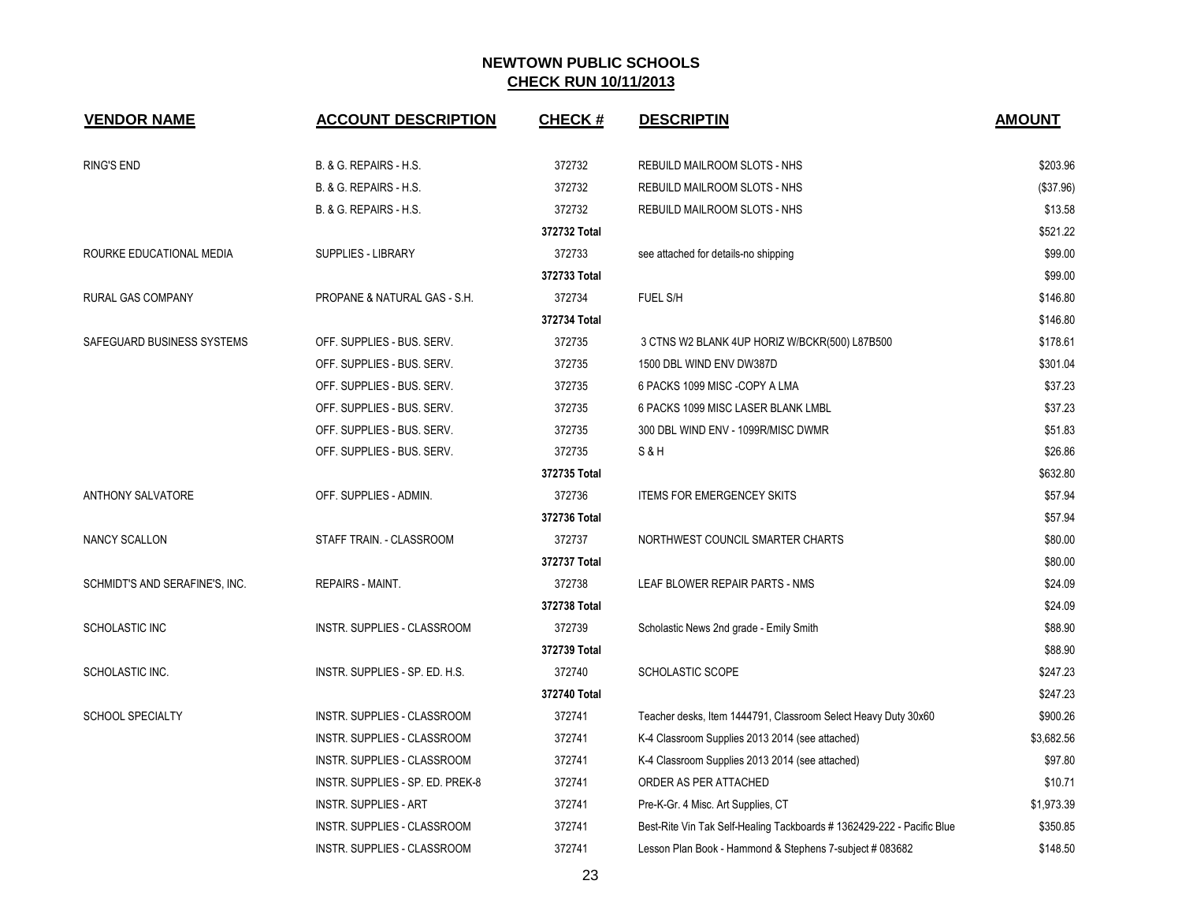# NEWTOWN PUBLIC SCHOOLS

## CHECK RUN 10/11/2013

| VENDOR NAME | ACCOUNT DESCRIPTION | CHECK # | DESCRIPTIN | AMOUNT |
|---|---|---|---|---|
| RING'S END | B. & G. REPAIRS - H.S. | 372732 | REBUILD MAILROOM SLOTS - NHS | $203.96 |
| | B. & G. REPAIRS - H.S. | 372732 | REBUILD MAILROOM SLOTS - NHS | ($37.96) |
| | B. & G. REPAIRS - H.S. | 372732 | REBUILD MAILROOM SLOTS - NHS | $13.58 |
| | | 372732 Total | | $521.22 |
| ROURKE EDUCATIONAL MEDIA | SUPPLIES - LIBRARY | 372733 | see attached for details-no shipping | $99.00 |
| | | 372733 Total | | $99.00 |
| RURAL GAS COMPANY | PROPANE & NATURAL GAS - S.H. | 372734 | FUEL S/H | $146.80 |
| | | 372734 Total | | $146.80 |
| SAFEGUARD BUSINESS SYSTEMS | OFF. SUPPLIES - BUS. SERV. | 372735 | 3 CTNS W2 BLANK 4UP HORIZ W/BCKR(500) L87B500 | $178.61 |
| | OFF. SUPPLIES - BUS. SERV. | 372735 | 1500 DBL WIND ENV DW387D | $301.04 |
| | OFF. SUPPLIES - BUS. SERV. | 372735 | 6 PACKS 1099 MISC -COPY A LMA | $37.23 |
| | OFF. SUPPLIES - BUS. SERV. | 372735 | 6 PACKS 1099 MISC LASER BLANK LMBL | $37.23 |
| | OFF. SUPPLIES - BUS. SERV. | 372735 | 300 DBL WIND ENV - 1099R/MISC DWMR | $51.83 |
| | OFF. SUPPLIES - BUS. SERV. | 372735 | S & H | $26.86 |
| | | 372735 Total | | $632.80 |
| ANTHONY SALVATORE | OFF. SUPPLIES - ADMIN. | 372736 | ITEMS FOR EMERGENCEY SKITS | $57.94 |
| | | 372736 Total | | $57.94 |
| NANCY SCALLON | STAFF TRAIN. - CLASSROOM | 372737 | NORTHWEST COUNCIL SMARTER CHARTS | $80.00 |
| | | 372737 Total | | $80.00 |
| SCHMIDT'S AND SERAFINE'S, INC. | REPAIRS - MAINT. | 372738 | LEAF BLOWER REPAIR PARTS - NMS | $24.09 |
| | | 372738 Total | | $24.09 |
| SCHOLASTIC INC | INSTR. SUPPLIES - CLASSROOM | 372739 | Scholastic News 2nd grade - Emily Smith | $88.90 |
| | | 372739 Total | | $88.90 |
| SCHOLASTIC INC. | INSTR. SUPPLIES - SP. ED. H.S. | 372740 | SCHOLASTIC SCOPE | $247.23 |
| | | 372740 Total | | $247.23 |
| SCHOOL SPECIALTY | INSTR. SUPPLIES - CLASSROOM | 372741 | Teacher desks, Item 1444791, Classroom Select Heavy Duty 30x60 | $900.26 |
| | INSTR. SUPPLIES - CLASSROOM | 372741 | K-4 Classroom Supplies 2013 2014 (see attached) | $3,682.56 |
| | INSTR. SUPPLIES - CLASSROOM | 372741 | K-4 Classroom Supplies 2013 2014 (see attached) | $97.80 |
| | INSTR. SUPPLIES - SP. ED. PREK-8 | 372741 | ORDER AS PER ATTACHED | $10.71 |
| | INSTR. SUPPLIES - ART | 372741 | Pre-K-Gr. 4 Misc. Art Supplies, CT | $1,973.39 |
| | INSTR. SUPPLIES - CLASSROOM | 372741 | Best-Rite Vin Tak Self-Healing Tackboards # 1362429-222 - Pacific Blue | $350.85 |
| | INSTR. SUPPLIES - CLASSROOM | 372741 | Lesson Plan Book - Hammond & Stephens 7-subject # 083682 | $148.50 |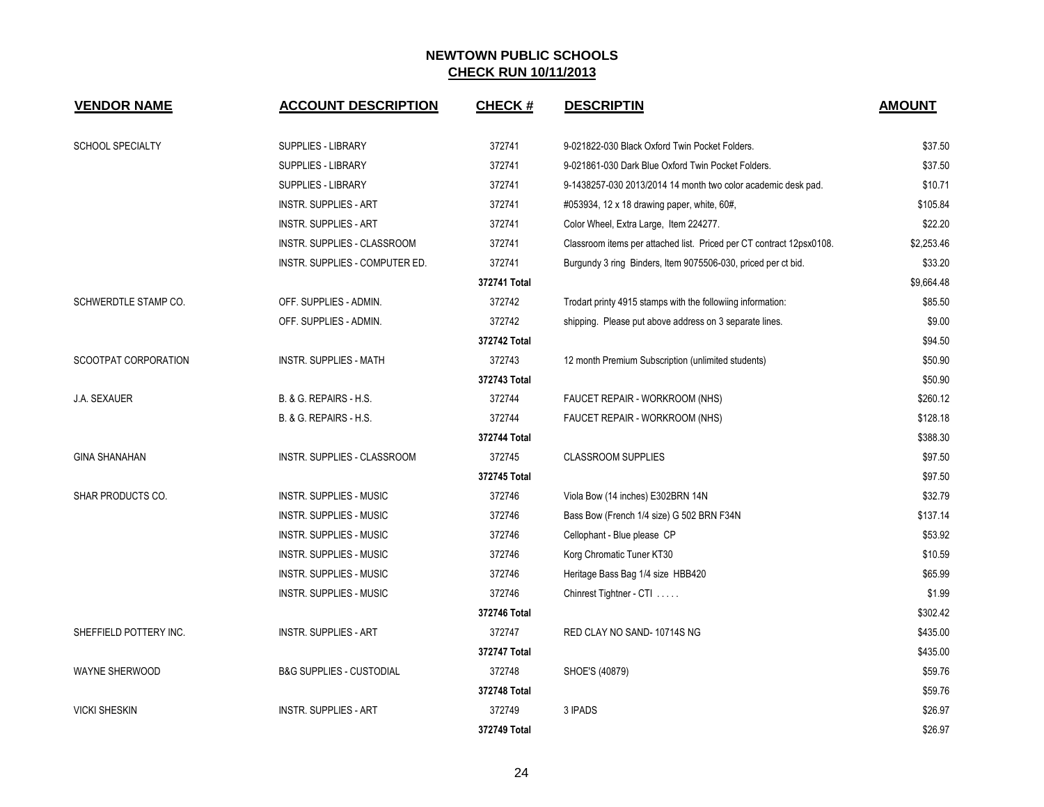## NEWTOWN PUBLIC SCHOOLS
## CHECK RUN 10/11/2013

| VENDOR NAME | ACCOUNT DESCRIPTION | CHECK # | DESCRIPTIN | AMOUNT |
|---|---|---|---|---|
| SCHOOL SPECIALTY | SUPPLIES - LIBRARY | 372741 | 9-021822-030 Black Oxford Twin Pocket Folders. | $37.50 |
| | SUPPLIES - LIBRARY | 372741 | 9-021861-030 Dark Blue Oxford Twin Pocket Folders. | $37.50 |
| | SUPPLIES - LIBRARY | 372741 | 9-1438257-030 2013/2014 14 month two color academic desk pad. | $10.71 |
| | INSTR. SUPPLIES - ART | 372741 | #053934, 12 x 18 drawing paper, white, 60#, | $105.84 |
| | INSTR. SUPPLIES - ART | 372741 | Color Wheel, Extra Large, Item 224277. | $22.20 |
| | INSTR. SUPPLIES - CLASSROOM | 372741 | Classroom items per attached list. Priced per CT contract 12psx0108. | $2,253.46 |
| | INSTR. SUPPLIES - COMPUTER ED. | 372741 | Burgundy 3 ring Binders, Item 9075506-030, priced per ct bid. | $33.20 |
| | | 372741 Total | | $9,664.48 |
| SCHWERDTLE STAMP CO. | OFF. SUPPLIES - ADMIN. | 372742 | Trodart printy 4915 stamps with the followiing information: | $85.50 |
| | OFF. SUPPLIES - ADMIN. | 372742 | shipping. Please put above address on 3 separate lines. | $9.00 |
| | | 372742 Total | | $94.50 |
| SCOOTPAT CORPORATION | INSTR. SUPPLIES - MATH | 372743 | 12 month Premium Subscription (unlimited students) | $50.90 |
| | | 372743 Total | | $50.90 |
| J.A. SEXAUER | B. & G. REPAIRS - H.S. | 372744 | FAUCET REPAIR - WORKROOM (NHS) | $260.12 |
| | B. & G. REPAIRS - H.S. | 372744 | FAUCET REPAIR - WORKROOM (NHS) | $128.18 |
| | | 372744 Total | | $388.30 |
| GINA SHANAHAN | INSTR. SUPPLIES - CLASSROOM | 372745 | CLASSROOM SUPPLIES | $97.50 |
| | | 372745 Total | | $97.50 |
| SHAR PRODUCTS CO. | INSTR. SUPPLIES - MUSIC | 372746 | Viola Bow (14 inches) E302BRN 14N | $32.79 |
| | INSTR. SUPPLIES - MUSIC | 372746 | Bass Bow (French 1/4 size) G 502 BRN F34N | $137.14 |
| | INSTR. SUPPLIES - MUSIC | 372746 | Cellophant - Blue please CP | $53.92 |
| | INSTR. SUPPLIES - MUSIC | 372746 | Korg Chromatic Tuner KT30 | $10.59 |
| | INSTR. SUPPLIES - MUSIC | 372746 | Heritage Bass Bag 1/4 size HBB420 | $65.99 |
| | INSTR. SUPPLIES - MUSIC | 372746 | Chinrest Tightner - CTI . . . . . | $1.99 |
| | | 372746 Total | | $302.42 |
| SHEFFIELD POTTERY INC. | INSTR. SUPPLIES - ART | 372747 | RED CLAY NO SAND- 10714S NG | $435.00 |
| | | 372747 Total | | $435.00 |
| WAYNE SHERWOOD | B&G SUPPLIES - CUSTODIAL | 372748 | SHOE'S (40879) | $59.76 |
| | | 372748 Total | | $59.76 |
| VICKI SHESKIN | INSTR. SUPPLIES - ART | 372749 | 3 IPADS | $26.97 |
| | | 372749 Total | | $26.97 |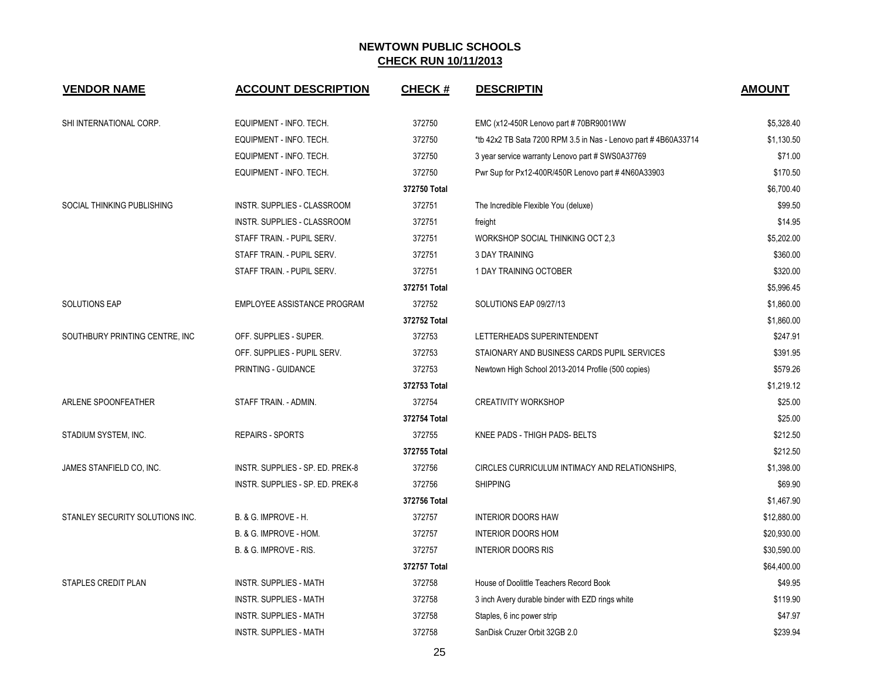# NEWTOWN PUBLIC SCHOOLS

## CHECK RUN 10/11/2013

| VENDOR NAME | ACCOUNT DESCRIPTION | CHECK # | DESCRIPTIN | AMOUNT |
|---|---|---|---|---|
| SHI INTERNATIONAL CORP. | EQUIPMENT - INFO. TECH. | 372750 | EMC (x12-450R Lenovo part # 70BR9001WW | $5,328.40 |
| | EQUIPMENT - INFO. TECH. | 372750 | *tb 42x2 TB Sata 7200 RPM 3.5 in Nas - Lenovo part # 4B60A33714 | $1,130.50 |
| | EQUIPMENT - INFO. TECH. | 372750 | 3 year service warranty Lenovo part # SWS0A37769 | $71.00 |
| | EQUIPMENT - INFO. TECH. | 372750 | Pwr Sup for Px12-400R/450R Lenovo part # 4N60A33903 | $170.50 |
| | | 372750 Total | | $6,700.40 |
| SOCIAL THINKING PUBLISHING | INSTR. SUPPLIES - CLASSROOM | 372751 | The Incredible Flexible You (deluxe) | $99.50 |
| | INSTR. SUPPLIES - CLASSROOM | 372751 | freight | $14.95 |
| | STAFF TRAIN. - PUPIL SERV. | 372751 | WORKSHOP SOCIAL THINKING OCT 2,3 | $5,202.00 |
| | STAFF TRAIN. - PUPIL SERV. | 372751 | 3 DAY TRAINING | $360.00 |
| | STAFF TRAIN. - PUPIL SERV. | 372751 | 1 DAY TRAINING OCTOBER | $320.00 |
| | | 372751 Total | | $5,996.45 |
| SOLUTIONS EAP | EMPLOYEE ASSISTANCE PROGRAM | 372752 | SOLUTIONS EAP 09/27/13 | $1,860.00 |
| | | 372752 Total | | $1,860.00 |
| SOUTHBURY PRINTING CENTRE, INC | OFF. SUPPLIES - SUPER. | 372753 | LETTERHEADS SUPERINTENDENT | $247.91 |
| | OFF. SUPPLIES - PUPIL SERV. | 372753 | STAIONARY AND BUSINESS CARDS PUPIL SERVICES | $391.95 |
| | PRINTING - GUIDANCE | 372753 | Newtown High School 2013-2014 Profile (500 copies) | $579.26 |
| | | 372753 Total | | $1,219.12 |
| ARLENE SPOONFEATHER | STAFF TRAIN. - ADMIN. | 372754 | CREATIVITY WORKSHOP | $25.00 |
| | | 372754 Total | | $25.00 |
| STADIUM SYSTEM, INC. | REPAIRS - SPORTS | 372755 | KNEE PADS - THIGH PADS- BELTS | $212.50 |
| | | 372755 Total | | $212.50 |
| JAMES STANFIELD CO, INC. | INSTR. SUPPLIES - SP. ED. PREK-8 | 372756 | CIRCLES CURRICULUM INTIMACY AND RELATIONSHIPS, | $1,398.00 |
| | INSTR. SUPPLIES - SP. ED. PREK-8 | 372756 | SHIPPING | $69.90 |
| | | 372756 Total | | $1,467.90 |
| STANLEY SECURITY SOLUTIONS INC. | B. & G. IMPROVE - H. | 372757 | INTERIOR DOORS HAW | $12,880.00 |
| | B. & G. IMPROVE - HOM. | 372757 | INTERIOR DOORS HOM | $20,930.00 |
| | B. & G. IMPROVE - RIS. | 372757 | INTERIOR DOORS RIS | $30,590.00 |
| | | 372757 Total | | $64,400.00 |
| STAPLES CREDIT PLAN | INSTR. SUPPLIES - MATH | 372758 | House of Doolittle Teachers Record Book | $49.95 |
| | INSTR. SUPPLIES - MATH | 372758 | 3 inch Avery durable binder with EZD rings white | $119.90 |
| | INSTR. SUPPLIES - MATH | 372758 | Staples, 6 inc power strip | $47.97 |
| | INSTR. SUPPLIES - MATH | 372758 | SanDisk Cruzer Orbit 32GB 2.0 | $239.94 |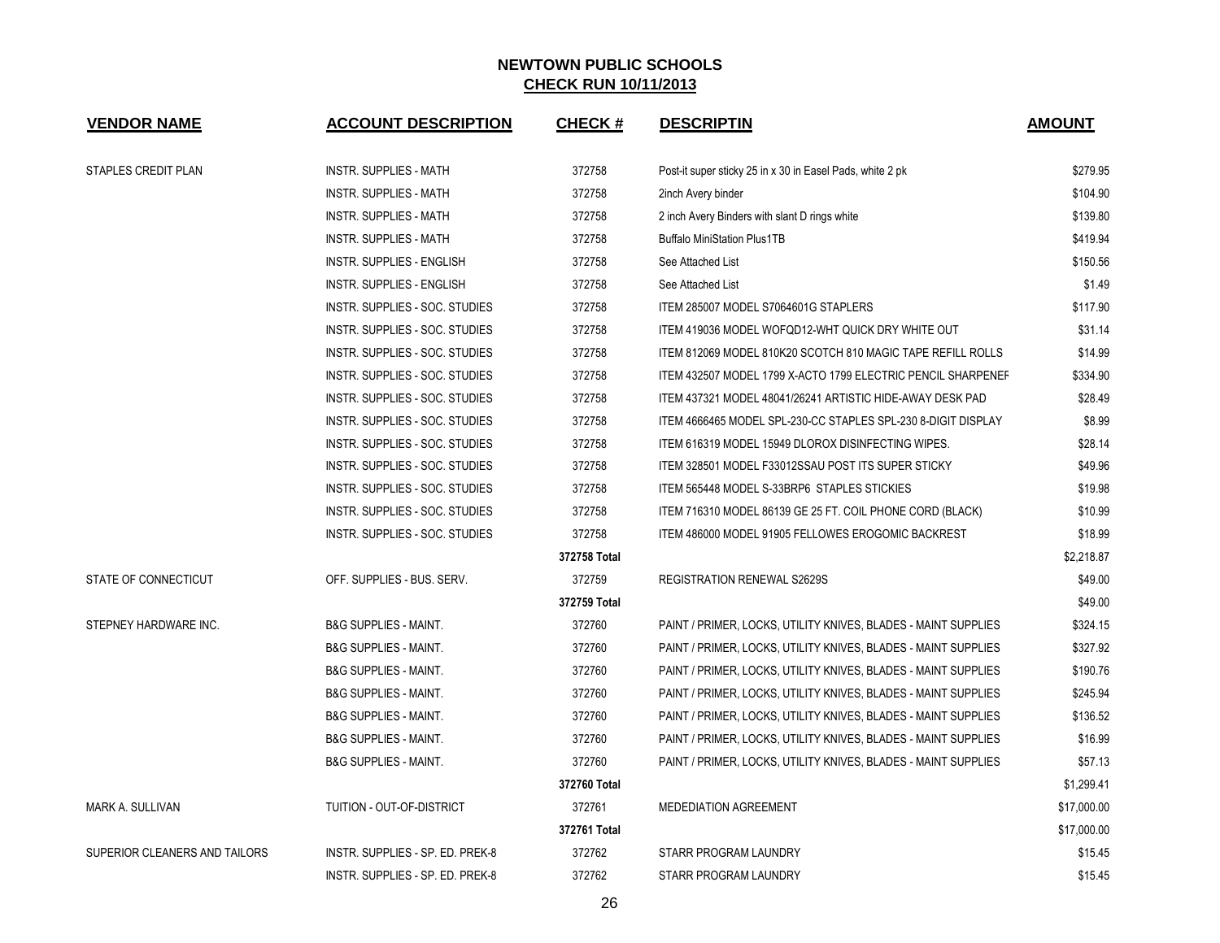# NEWTOWN PUBLIC SCHOOLS

## CHECK RUN 10/11/2013

| VENDOR NAME | ACCOUNT DESCRIPTION | CHECK # | DESCRIPTIN | AMOUNT |
|---|---|---|---|---|
| STAPLES CREDIT PLAN | INSTR. SUPPLIES - MATH | 372758 | Post-it super sticky 25 in x 30 in Easel Pads, white 2 pk | $279.95 |
| | INSTR. SUPPLIES - MATH | 372758 | 2inch Avery binder | $104.90 |
| | INSTR. SUPPLIES - MATH | 372758 | 2 inch Avery Binders with slant D rings white | $139.80 |
| | INSTR. SUPPLIES - MATH | 372758 | Buffalo MiniStation Plus1TB | $419.94 |
| | INSTR. SUPPLIES - ENGLISH | 372758 | See Attached List | $150.56 |
| | INSTR. SUPPLIES - ENGLISH | 372758 | See Attached List | $1.49 |
| | INSTR. SUPPLIES - SOC. STUDIES | 372758 | ITEM 285007 MODEL S7064601G STAPLERS | $117.90 |
| | INSTR. SUPPLIES - SOC. STUDIES | 372758 | ITEM 419036 MODEL WOFQD12-WHT QUICK DRY WHITE OUT | $31.14 |
| | INSTR. SUPPLIES - SOC. STUDIES | 372758 | ITEM 812069 MODEL 810K20 SCOTCH 810 MAGIC TAPE REFILL ROLLS | $14.99 |
| | INSTR. SUPPLIES - SOC. STUDIES | 372758 | ITEM 432507 MODEL 1799 X-ACTO 1799 ELECTRIC PENCIL SHARPENEF | $334.90 |
| | INSTR. SUPPLIES - SOC. STUDIES | 372758 | ITEM 437321 MODEL 48041/26241 ARTISTIC HIDE-AWAY DESK PAD | $28.49 |
| | INSTR. SUPPLIES - SOC. STUDIES | 372758 | ITEM 4666465 MODEL SPL-230-CC STAPLES SPL-230 8-DIGIT DISPLAY | $8.99 |
| | INSTR. SUPPLIES - SOC. STUDIES | 372758 | ITEM 616319 MODEL 15949 DLOROX DISINFECTING WIPES. | $28.14 |
| | INSTR. SUPPLIES - SOC. STUDIES | 372758 | ITEM 328501 MODEL F33012SSAU POST ITS SUPER STICKY | $49.96 |
| | INSTR. SUPPLIES - SOC. STUDIES | 372758 | ITEM 565448 MODEL S-33BRP6 STAPLES STICKIES | $19.98 |
| | INSTR. SUPPLIES - SOC. STUDIES | 372758 | ITEM 716310 MODEL 86139 GE 25 FT. COIL PHONE CORD (BLACK) | $10.99 |
| | INSTR. SUPPLIES - SOC. STUDIES | 372758 | ITEM 486000 MODEL 91905 FELLOWES EROGOMIC BACKREST | $18.99 |
| | | **372758 Total** | | $2,218.87 |
| STATE OF CONNECTICUT | OFF. SUPPLIES - BUS. SERV. | 372759 | REGISTRATION RENEWAL S2629S | $49.00 |
| | | **372759 Total** | | $49.00 |
| STEPNEY HARDWARE INC. | B&G SUPPLIES - MAINT. | 372760 | PAINT / PRIMER, LOCKS, UTILITY KNIVES, BLADES - MAINT SUPPLIES | $324.15 |
| | B&G SUPPLIES - MAINT. | 372760 | PAINT / PRIMER, LOCKS, UTILITY KNIVES, BLADES - MAINT SUPPLIES | $327.92 |
| | B&G SUPPLIES - MAINT. | 372760 | PAINT / PRIMER, LOCKS, UTILITY KNIVES, BLADES - MAINT SUPPLIES | $190.76 |
| | B&G SUPPLIES - MAINT. | 372760 | PAINT / PRIMER, LOCKS, UTILITY KNIVES, BLADES - MAINT SUPPLIES | $245.94 |
| | B&G SUPPLIES - MAINT. | 372760 | PAINT / PRIMER, LOCKS, UTILITY KNIVES, BLADES - MAINT SUPPLIES | $136.52 |
| | B&G SUPPLIES - MAINT. | 372760 | PAINT / PRIMER, LOCKS, UTILITY KNIVES, BLADES - MAINT SUPPLIES | $16.99 |
| | B&G SUPPLIES - MAINT. | 372760 | PAINT / PRIMER, LOCKS, UTILITY KNIVES, BLADES - MAINT SUPPLIES | $57.13 |
| | | **372760 Total** | | $1,299.41 |
| MARK A. SULLIVAN | TUITION - OUT-OF-DISTRICT | 372761 | MEDEDIATION AGREEMENT | $17,000.00 |
| | | **372761 Total** | | $17,000.00 |
| SUPERIOR CLEANERS AND TAILORS | INSTR. SUPPLIES - SP. ED. PREK-8 | 372762 | STARR PROGRAM LAUNDRY | $15.45 |
| | INSTR. SUPPLIES - SP. ED. PREK-8 | 372762 | STARR PROGRAM LAUNDRY | $15.45 |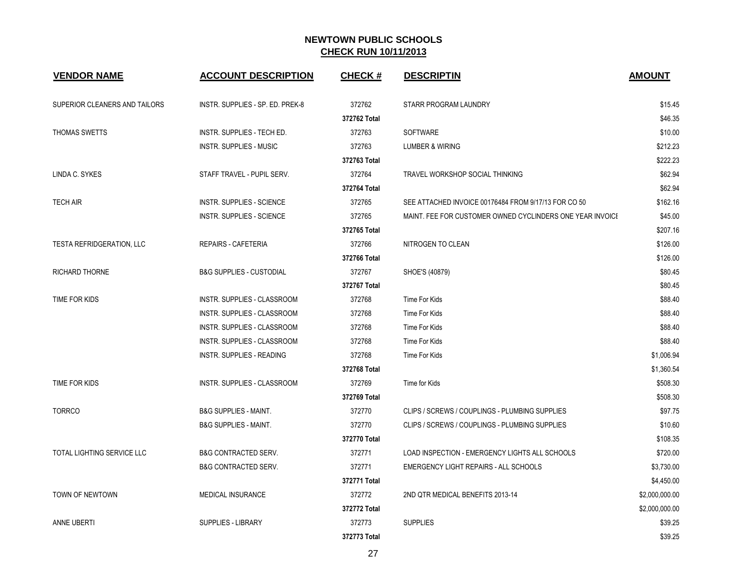## NEWTOWN PUBLIC SCHOOLS
## CHECK RUN 10/11/2013

| VENDOR NAME | ACCOUNT DESCRIPTION | CHECK # | DESCRIPTIN | AMOUNT |
|---|---|---|---|---|
| SUPERIOR CLEANERS AND TAILORS | INSTR. SUPPLIES - SP. ED. PREK-8 | 372762 | STARR PROGRAM LAUNDRY | $15.45 |
| | | **372762 Total** | | $46.35 |
| THOMAS SWETTS | INSTR. SUPPLIES - TECH ED. | 372763 | SOFTWARE | $10.00 |
| | INSTR. SUPPLIES - MUSIC | 372763 | LUMBER & WIRING | $212.23 |
| | | **372763 Total** | | $222.23 |
| LINDA C. SYKES | STAFF TRAVEL - PUPIL SERV. | 372764 | TRAVEL WORKSHOP SOCIAL THINKING | $62.94 |
| | | **372764 Total** | | $62.94 |
| TECH AIR | INSTR. SUPPLIES - SCIENCE | 372765 | SEE ATTACHED INVOICE 00176484 FROM 9/17/13 FOR CO 50 | $162.16 |
| | INSTR. SUPPLIES - SCIENCE | 372765 | MAINT. FEE FOR CUSTOMER OWNED CYCLINDERS ONE YEAR INVOICI | $45.00 |
| | | **372765 Total** | | $207.16 |
| TESTA REFRIDGERATION, LLC | REPAIRS - CAFETERIA | 372766 | NITROGEN TO CLEAN | $126.00 |
| | | **372766 Total** | | $126.00 |
| RICHARD THORNE | B&G SUPPLIES - CUSTODIAL | 372767 | SHOE'S (40879) | $80.45 |
| | | **372767 Total** | | $80.45 |
| TIME FOR KIDS | INSTR. SUPPLIES - CLASSROOM | 372768 | Time For Kids | $88.40 |
| | INSTR. SUPPLIES - CLASSROOM | 372768 | Time For Kids | $88.40 |
| | INSTR. SUPPLIES - CLASSROOM | 372768 | Time For Kids | $88.40 |
| | INSTR. SUPPLIES - CLASSROOM | 372768 | Time For Kids | $88.40 |
| | INSTR. SUPPLIES - READING | 372768 | Time For Kids | $1,006.94 |
| | | **372768 Total** | | $1,360.54 |
| TIME FOR KIDS | INSTR. SUPPLIES - CLASSROOM | 372769 | Time for Kids | $508.30 |
| | | **372769 Total** | | $508.30 |
| TORRCO | B&G SUPPLIES - MAINT. | 372770 | CLIPS / SCREWS / COUPLINGS - PLUMBING SUPPLIES | $97.75 |
| | B&G SUPPLIES - MAINT. | 372770 | CLIPS / SCREWS / COUPLINGS - PLUMBING SUPPLIES | $10.60 |
| | | **372770 Total** | | $108.35 |
| TOTAL LIGHTING SERVICE LLC | B&G CONTRACTED SERV. | 372771 | LOAD INSPECTION - EMERGENCY LIGHTS ALL SCHOOLS | $720.00 |
| | B&G CONTRACTED SERV. | 372771 | EMERGENCY LIGHT REPAIRS - ALL SCHOOLS | $3,730.00 |
| | | **372771 Total** | | $4,450.00 |
| TOWN OF NEWTOWN | MEDICAL INSURANCE | 372772 | 2ND QTR MEDICAL BENEFITS 2013-14 | $2,000,000.00 |
| | | **372772 Total** | | $2,000,000.00 |
| ANNE UBERTI | SUPPLIES - LIBRARY | 372773 | SUPPLIES | $39.25 |
| | | **372773 Total** | | $39.25 |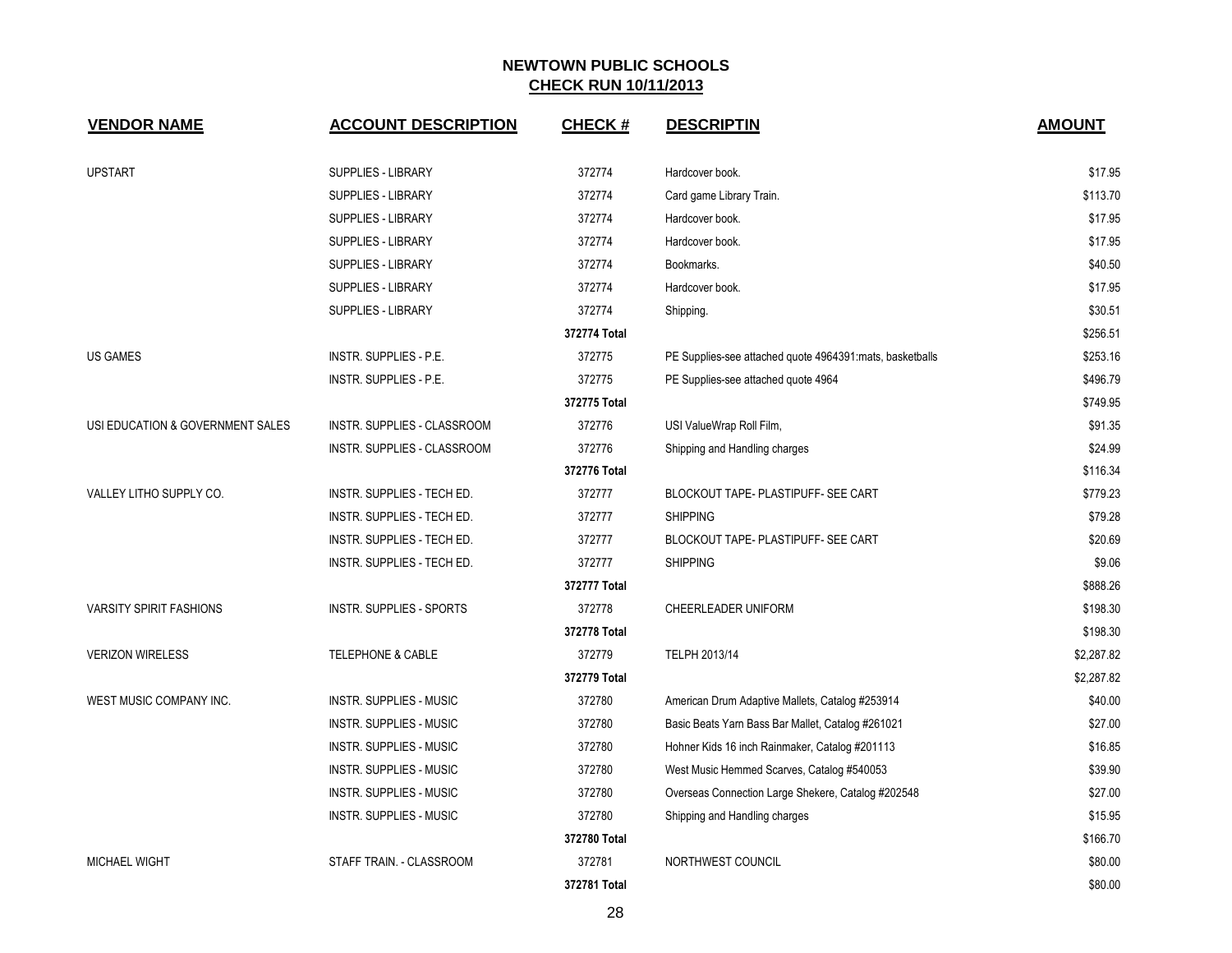# NEWTOWN PUBLIC SCHOOLS

## CHECK RUN 10/11/2013

| VENDOR NAME | ACCOUNT DESCRIPTION | CHECK # | DESCRIPTIN | AMOUNT |
|---|---|---|---|---|
| UPSTART | SUPPLIES - LIBRARY | 372774 | Hardcover book. | $17.95 |
| | SUPPLIES - LIBRARY | 372774 | Card game Library Train. | $113.70 |
| | SUPPLIES - LIBRARY | 372774 | Hardcover book. | $17.95 |
| | SUPPLIES - LIBRARY | 372774 | Hardcover book. | $17.95 |
| | SUPPLIES - LIBRARY | 372774 | Bookmarks. | $40.50 |
| | SUPPLIES - LIBRARY | 372774 | Hardcover book. | $17.95 |
| | SUPPLIES - LIBRARY | 372774 | Shipping. | $30.51 |
| | | 372774 Total | | $256.51 |
| US GAMES | INSTR. SUPPLIES - P.E. | 372775 | PE Supplies-see attached quote 4964391:mats, basketballs | $253.16 |
| | INSTR. SUPPLIES - P.E. | 372775 | PE Supplies-see attached quote 4964 | $496.79 |
| | | 372775 Total | | $749.95 |
| USI EDUCATION & GOVERNMENT SALES | INSTR. SUPPLIES - CLASSROOM | 372776 | USI ValueWrap Roll Film, | $91.35 |
| | INSTR. SUPPLIES - CLASSROOM | 372776 | Shipping and Handling charges | $24.99 |
| | | 372776 Total | | $116.34 |
| VALLEY LITHO SUPPLY CO. | INSTR. SUPPLIES - TECH ED. | 372777 | BLOCKOUT TAPE- PLASTIPUFF- SEE CART | $779.23 |
| | INSTR. SUPPLIES - TECH ED. | 372777 | SHIPPING | $79.28 |
| | INSTR. SUPPLIES - TECH ED. | 372777 | BLOCKOUT TAPE- PLASTIPUFF- SEE CART | $20.69 |
| | INSTR. SUPPLIES - TECH ED. | 372777 | SHIPPING | $9.06 |
| | | 372777 Total | | $888.26 |
| VARSITY SPIRIT FASHIONS | INSTR. SUPPLIES - SPORTS | 372778 | CHEERLEADER UNIFORM | $198.30 |
| | | 372778 Total | | $198.30 |
| VERIZON WIRELESS | TELEPHONE & CABLE | 372779 | TELPH 2013/14 | $2,287.82 |
| | | 372779 Total | | $2,287.82 |
| WEST MUSIC COMPANY INC. | INSTR. SUPPLIES - MUSIC | 372780 | American Drum Adaptive Mallets, Catalog #253914 | $40.00 |
| | INSTR. SUPPLIES - MUSIC | 372780 | Basic Beats Yarn Bass Bar Mallet, Catalog #261021 | $27.00 |
| | INSTR. SUPPLIES - MUSIC | 372780 | Hohner Kids 16 inch Rainmaker, Catalog #201113 | $16.85 |
| | INSTR. SUPPLIES - MUSIC | 372780 | West Music Hemmed Scarves, Catalog #540053 | $39.90 |
| | INSTR. SUPPLIES - MUSIC | 372780 | Overseas Connection Large Shekere, Catalog #202548 | $27.00 |
| | INSTR. SUPPLIES - MUSIC | 372780 | Shipping and Handling charges | $15.95 |
| | | 372780 Total | | $166.70 |
| MICHAEL WIGHT | STAFF TRAIN. - CLASSROOM | 372781 | NORTHWEST COUNCIL | $80.00 |
| | | 372781 Total | | $80.00 |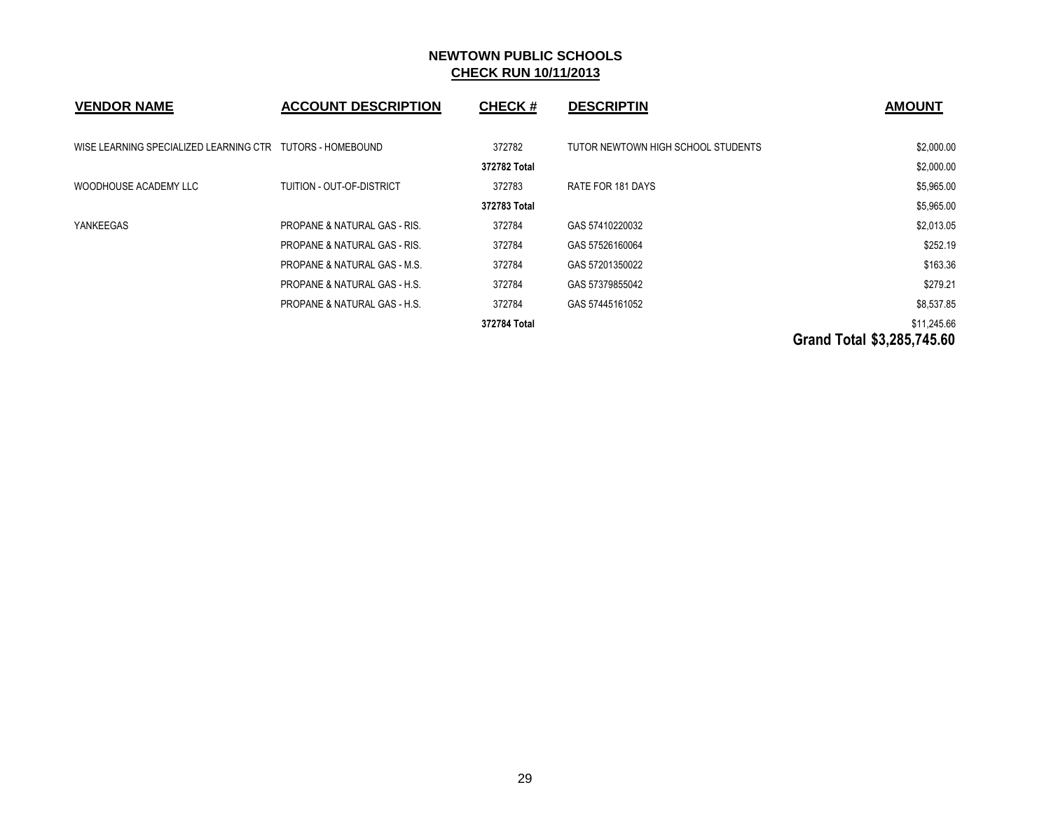**NEWTOWN PUBLIC SCHOOLS**

**CHECK RUN 10/11/2013**

| VENDOR NAME | ACCOUNT DESCRIPTION | CHECK # | DESCRIPTIN | AMOUNT |
|---|---|---|---|---|
| WISE LEARNING SPECIALIZED LEARNING CTR | TUTORS - HOMEBOUND | 372782 | TUTOR NEWTOWN HIGH SCHOOL STUDENTS | $2,000.00 |
| | | **372782 Total** | | $2,000.00 |
| WOODHOUSE ACADEMY LLC | TUITION - OUT-OF-DISTRICT | 372783 | RATE FOR 181 DAYS | $5,965.00 |
| | | **372783 Total** | | $5,965.00 |
| YANKEEGAS | PROPANE & NATURAL GAS - RIS. | 372784 | GAS 57410220032 | $2,013.05 |
| | PROPANE & NATURAL GAS - RIS. | 372784 | GAS 57526160064 | $252.19 |
| | PROPANE & NATURAL GAS - M.S. | 372784 | GAS 57201350022 | $163.36 |
| | PROPANE & NATURAL GAS - H.S. | 372784 | GAS 57379855042 | $279.21 |
| | PROPANE & NATURAL GAS - H.S. | 372784 | GAS 57445161052 | $8,537.85 |
| | | **372784 Total** | | $11,245.66 |
| | | | **Grand Total** | **$3,285,745.60** |